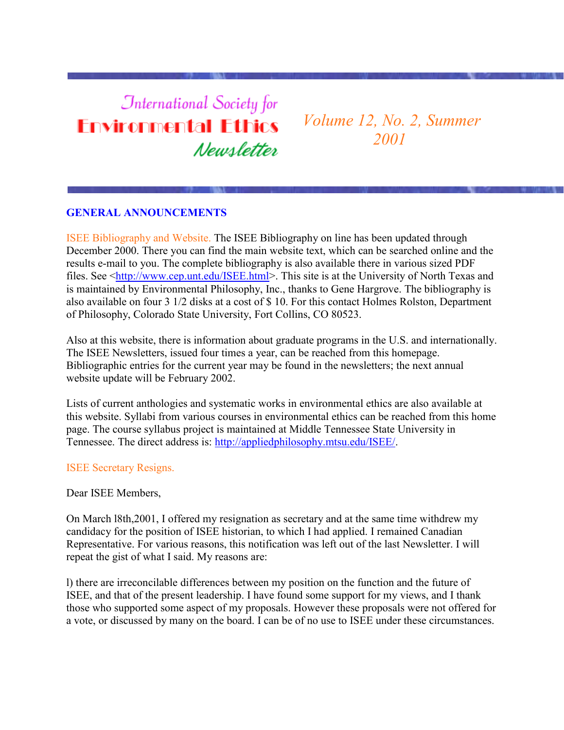# International Society for Environmental Ethics Newsletter

*Volume 12, No. 2, Summer 2001*

## GENERAL ANNOUNCEMENTS

ISEE Bibliography and Website. The ISEE Bibliography on line has been updated through December 2000. There you can find the main website text, which can be searched online and the results e-mail to you. The complete bibliography is also available there in various sized PDF files. See <http://www.cep.unt.edu/ISEE.html>. This site is at the University of North Texas and is maintained by Environmental Philosophy, Inc., thanks to Gene Hargrove. The bibliography is also available on four 3 1/2 disks at a cost of $ 10. For this contact Holmes Rolston, Department of Philosophy, Colorado State University, Fort Collins, CO 80523.

Also at this website, there is information about graduate programs in the U.S. and internationally. The ISEE Newsletters, issued four times a year, can be reached from this homepage. Bibliographic entries for the current year may be found in the newsletters; the next annual website update will be February 2002.

Lists of current anthologies and systematic works in environmental ethics are also available at this website. Syllabi from various courses in environmental ethics can be reached from this home page. The course syllabus project is maintained at Middle Tennessee State University in Tennessee. The direct address is: http://appliedphilosophy.mtsu.edu/ISEE/.

ISEE Secretary Resigns.

Dear ISEE Members,

On March l8th,2001, I offered my resignation as secretary and at the same time withdrew my candidacy for the position of ISEE historian, to which I had applied. I remained Canadian Representative. For various reasons, this notification was left out of the last Newsletter. I will repeat the gist of what I said. My reasons are:

l) there are irreconcilable differences between my position on the function and the future of ISEE, and that of the present leadership. I have found some support for my views, and I thank those who supported some aspect of my proposals. However these proposals were not offered for a vote, or discussed by many on the board. I can be of no use to ISEE under these circumstances.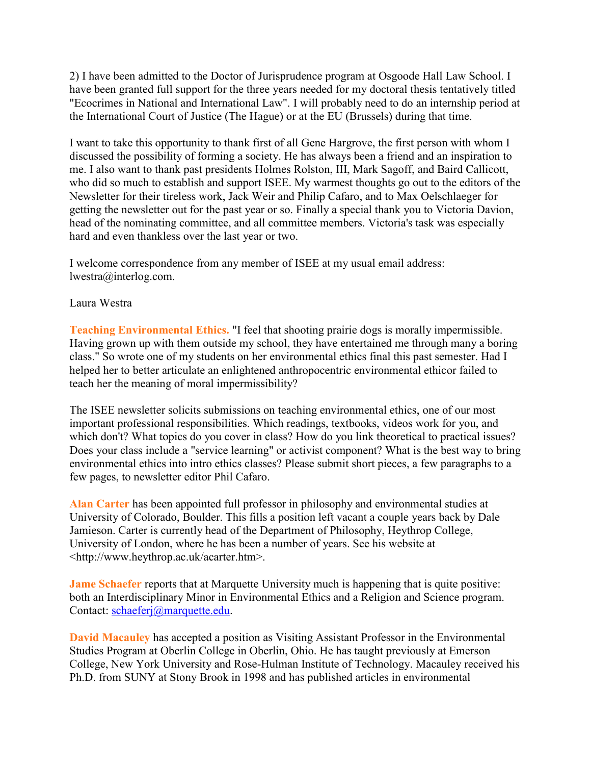2) I have been admitted to the Doctor of Jurisprudence program at Osgoode Hall Law School. I have been granted full support for the three years needed for my doctoral thesis tentatively titled "Ecocrimes in National and International Law". I will probably need to do an internship period at the International Court of Justice (The Hague) or at the EU (Brussels) during that time.

I want to take this opportunity to thank first of all Gene Hargrove, the first person with whom I discussed the possibility of forming a society. He has always been a friend and an inspiration to me. I also want to thank past presidents Holmes Rolston, III, Mark Sagoff, and Baird Callicott, who did so much to establish and support ISEE. My warmest thoughts go out to the editors of the Newsletter for their tireless work, Jack Weir and Philip Cafaro, and to Max Oelschlaeger for getting the newsletter out for the past year or so. Finally a special thank you to Victoria Davion, head of the nominating committee, and all committee members. Victoria's task was especially hard and even thankless over the last year or two.

I welcome correspondence from any member of ISEE at my usual email address: lwestra@interlog.com.

Laura Westra

**Teaching Environmental Ethics.** "I feel that shooting prairie dogs is morally impermissible. Having grown up with them outside my school, they have entertained me through many a boring class." So wrote one of my students on her environmental ethics final this past semester. Had I helped her to better articulate an enlightened anthropocentric environmental ethicor failed to teach her the meaning of moral impermissibility?

The ISEE newsletter solicits submissions on teaching environmental ethics, one of our most important professional responsibilities. Which readings, textbooks, videos work for you, and which don't? What topics do you cover in class? How do you link theoretical to practical issues? Does your class include a "service learning" or activist component? What is the best way to bring environmental ethics into intro ethics classes? Please submit short pieces, a few paragraphs to a few pages, to newsletter editor Phil Cafaro.

**Alan Carter** has been appointed full professor in philosophy and environmental studies at University of Colorado, Boulder. This fills a position left vacant a couple years back by Dale Jamieson. Carter is currently head of the Department of Philosophy, Heythrop College, University of London, where he has been a number of years. See his website at <http://www.heythrop.ac.uk/acarter.htm>.

**Jame Schaefer** reports that at Marquette University much is happening that is quite positive: both an Interdisciplinary Minor in Environmental Ethics and a Religion and Science program. Contact: schaeferj@marquette.edu.

**David Macauley** has accepted a position as Visiting Assistant Professor in the Environmental Studies Program at Oberlin College in Oberlin, Ohio. He has taught previously at Emerson College, New York University and Rose-Hulman Institute of Technology. Macauley received his Ph.D. from SUNY at Stony Brook in 1998 and has published articles in environmental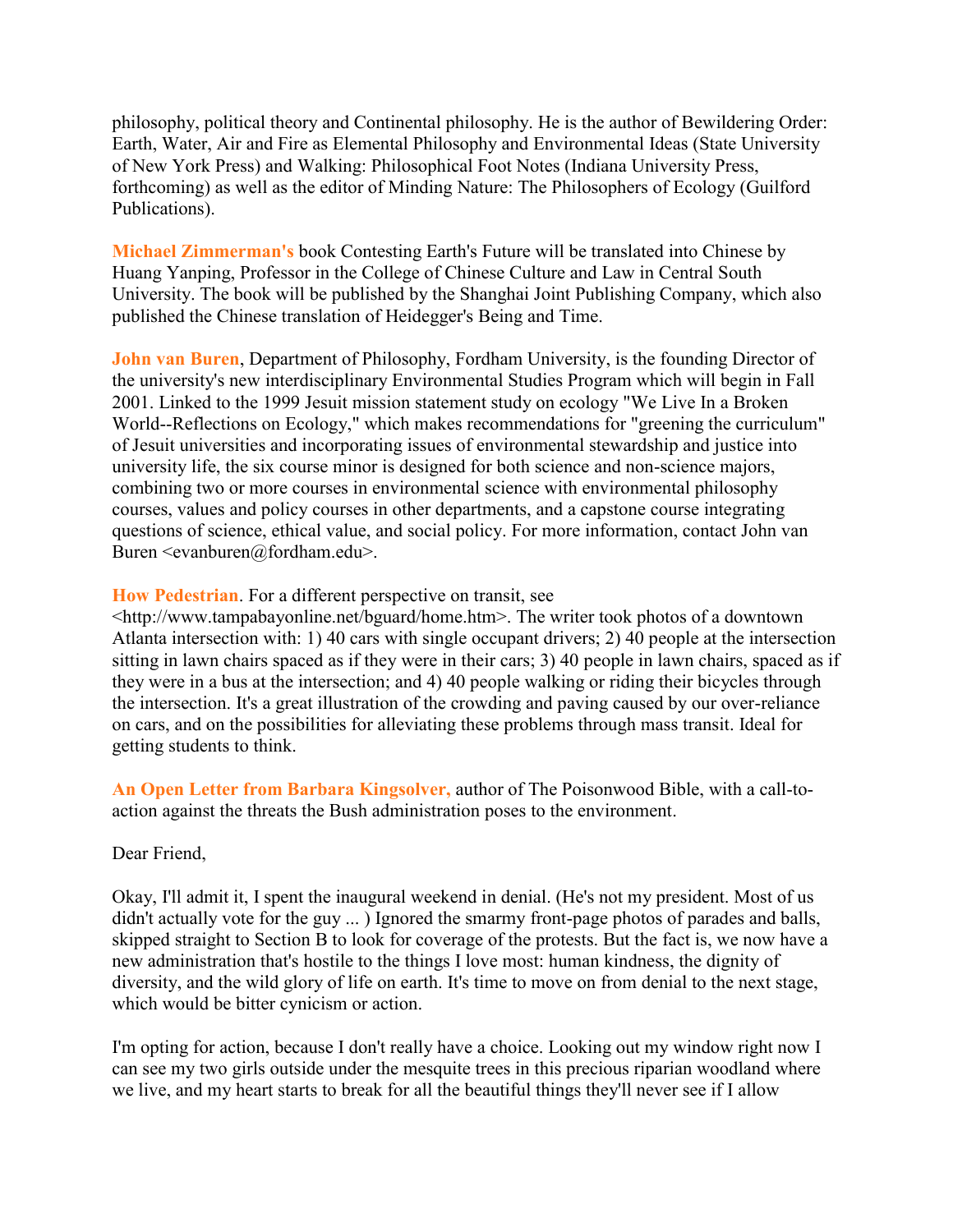philosophy, political theory and Continental philosophy. He is the author of Bewildering Order: Earth, Water, Air and Fire as Elemental Philosophy and Environmental Ideas (State University of New York Press) and Walking: Philosophical Foot Notes (Indiana University Press, forthcoming) as well as the editor of Minding Nature: The Philosophers of Ecology (Guilford Publications).

**Michael Zimmerman's** book Contesting Earth's Future will be translated into Chinese by Huang Yanping, Professor in the College of Chinese Culture and Law in Central South University. The book will be published by the Shanghai Joint Publishing Company, which also published the Chinese translation of Heidegger's Being and Time.

**John van Buren**, Department of Philosophy, Fordham University, is the founding Director of the university's new interdisciplinary Environmental Studies Program which will begin in Fall 2001. Linked to the 1999 Jesuit mission statement study on ecology "We Live In a Broken World--Reflections on Ecology," which makes recommendations for "greening the curriculum" of Jesuit universities and incorporating issues of environmental stewardship and justice into university life, the six course minor is designed for both science and non-science majors, combining two or more courses in environmental science with environmental philosophy courses, values and policy courses in other departments, and a capstone course integrating questions of science, ethical value, and social policy. For more information, contact John van Buren <evanburen@fordham.edu>.

**How Pedestrian**. For a different perspective on transit, see <http://www.tampabayonline.net/bguard/home.htm>. The writer took photos of a downtown Atlanta intersection with: 1) 40 cars with single occupant drivers; 2) 40 people at the intersection sitting in lawn chairs spaced as if they were in their cars; 3) 40 people in lawn chairs, spaced as if they were in a bus at the intersection; and 4) 40 people walking or riding their bicycles through the intersection. It's a great illustration of the crowding and paving caused by our over-reliance on cars, and on the possibilities for alleviating these problems through mass transit. Ideal for getting students to think.

**An Open Letter from Barbara Kingsolver,** author of The Poisonwood Bible, with a call-to-action against the threats the Bush administration poses to the environment.

Dear Friend,

Okay, I'll admit it, I spent the inaugural weekend in denial. (He's not my president. Most of us didn't actually vote for the guy ... ) Ignored the smarmy front-page photos of parades and balls, skipped straight to Section B to look for coverage of the protests. But the fact is, we now have a new administration that's hostile to the things I love most: human kindness, the dignity of diversity, and the wild glory of life on earth. It's time to move on from denial to the next stage, which would be bitter cynicism or action.

I'm opting for action, because I don't really have a choice. Looking out my window right now I can see my two girls outside under the mesquite trees in this precious riparian woodland where we live, and my heart starts to break for all the beautiful things they'll never see if I allow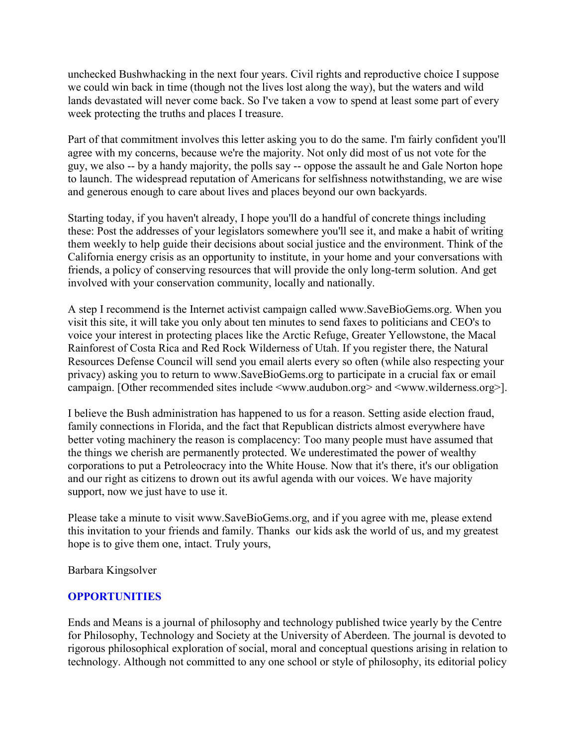unchecked Bushwhacking in the next four years. Civil rights and reproductive choice I suppose we could win back in time (though not the lives lost along the way), but the waters and wild lands devastated will never come back. So I've taken a vow to spend at least some part of every week protecting the truths and places I treasure.

Part of that commitment involves this letter asking you to do the same. I'm fairly confident you'll agree with my concerns, because we're the majority. Not only did most of us not vote for the guy, we also -- by a handy majority, the polls say -- oppose the assault he and Gale Norton hope to launch. The widespread reputation of Americans for selfishness notwithstanding, we are wise and generous enough to care about lives and places beyond our own backyards.

Starting today, if you haven't already, I hope you'll do a handful of concrete things including these: Post the addresses of your legislators somewhere you'll see it, and make a habit of writing them weekly to help guide their decisions about social justice and the environment. Think of the California energy crisis as an opportunity to institute, in your home and your conversations with friends, a policy of conserving resources that will provide the only long-term solution. And get involved with your conservation community, locally and nationally.

A step I recommend is the Internet activist campaign called www.SaveBioGems.org. When you visit this site, it will take you only about ten minutes to send faxes to politicians and CEO's to voice your interest in protecting places like the Arctic Refuge, Greater Yellowstone, the Macal Rainforest of Costa Rica and Red Rock Wilderness of Utah. If you register there, the Natural Resources Defense Council will send you email alerts every so often (while also respecting your privacy) asking you to return to www.SaveBioGems.org to participate in a crucial fax or email campaign. [Other recommended sites include <www.audubon.org> and <www.wilderness.org>].

I believe the Bush administration has happened to us for a reason. Setting aside election fraud, family connections in Florida, and the fact that Republican districts almost everywhere have better voting machinery the reason is complacency: Too many people must have assumed that the things we cherish are permanently protected. We underestimated the power of wealthy corporations to put a Petroleocracy into the White House. Now that it's there, it's our obligation and our right as citizens to drown out its awful agenda with our voices. We have majority support, now we just have to use it.

Please take a minute to visit www.SaveBioGems.org, and if you agree with me, please extend this invitation to your friends and family. Thanks  our kids ask the world of us, and my greatest hope is to give them one, intact. Truly yours,

Barbara Kingsolver

## OPPORTUNITIES

Ends and Means is a journal of philosophy and technology published twice yearly by the Centre for Philosophy, Technology and Society at the University of Aberdeen. The journal is devoted to rigorous philosophical exploration of social, moral and conceptual questions arising in relation to technology. Although not committed to any one school or style of philosophy, its editorial policy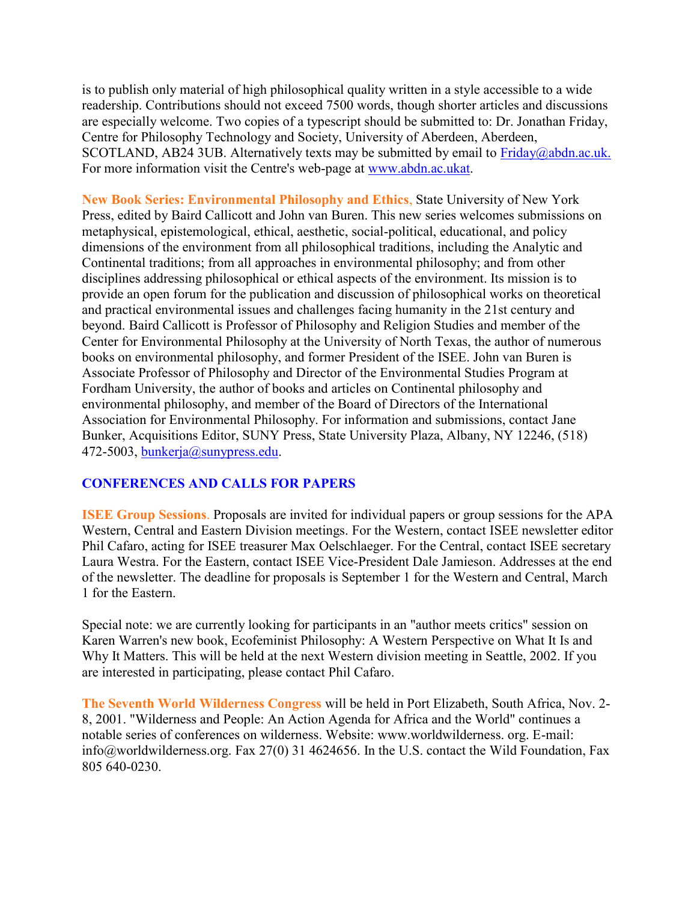is to publish only material of high philosophical quality written in a style accessible to a wide readership. Contributions should not exceed 7500 words, though shorter articles and discussions are especially welcome. Two copies of a typescript should be submitted to: Dr. Jonathan Friday, Centre for Philosophy Technology and Society, University of Aberdeen, Aberdeen, SCOTLAND, AB24 3UB. Alternatively texts may be submitted by email to Friday@abdn.ac.uk. For more information visit the Centre's web-page at www.abdn.ac.ukat.

**New Book Series: Environmental Philosophy and Ethics**, State University of New York Press, edited by Baird Callicott and John van Buren. This new series welcomes submissions on metaphysical, epistemological, ethical, aesthetic, social-political, educational, and policy dimensions of the environment from all philosophical traditions, including the Analytic and Continental traditions; from all approaches in environmental philosophy; and from other disciplines addressing philosophical or ethical aspects of the environment. Its mission is to provide an open forum for the publication and discussion of philosophical works on theoretical and practical environmental issues and challenges facing humanity in the 21st century and beyond. Baird Callicott is Professor of Philosophy and Religion Studies and member of the Center for Environmental Philosophy at the University of North Texas, the author of numerous books on environmental philosophy, and former President of the ISEE. John van Buren is Associate Professor of Philosophy and Director of the Environmental Studies Program at Fordham University, the author of books and articles on Continental philosophy and environmental philosophy, and member of the Board of Directors of the International Association for Environmental Philosophy. For information and submissions, contact Jane Bunker, Acquisitions Editor, SUNY Press, State University Plaza, Albany, NY 12246, (518) 472-5003, bunkerja@sunypress.edu.

## CONFERENCES AND CALLS FOR PAPERS

**ISEE Group Sessions**. Proposals are invited for individual papers or group sessions for the APA Western, Central and Eastern Division meetings. For the Western, contact ISEE newsletter editor Phil Cafaro, acting for ISEE treasurer Max Oelschlaeger. For the Central, contact ISEE secretary Laura Westra. For the Eastern, contact ISEE Vice-President Dale Jamieson. Addresses at the end of the newsletter. The deadline for proposals is September 1 for the Western and Central, March 1 for the Eastern.

Special note: we are currently looking for participants in an "author meets critics" session on Karen Warren's new book, Ecofeminist Philosophy: A Western Perspective on What It Is and Why It Matters. This will be held at the next Western division meeting in Seattle, 2002. If you are interested in participating, please contact Phil Cafaro.

**The Seventh World Wilderness Congress** will be held in Port Elizabeth, South Africa, Nov. 2-8, 2001. "Wilderness and People: An Action Agenda for Africa and the World" continues a notable series of conferences on wilderness. Website: www.worldwilderness. org. E-mail: info@worldwilderness.org. Fax 27(0) 31 4624656. In the U.S. contact the Wild Foundation, Fax 805 640-0230.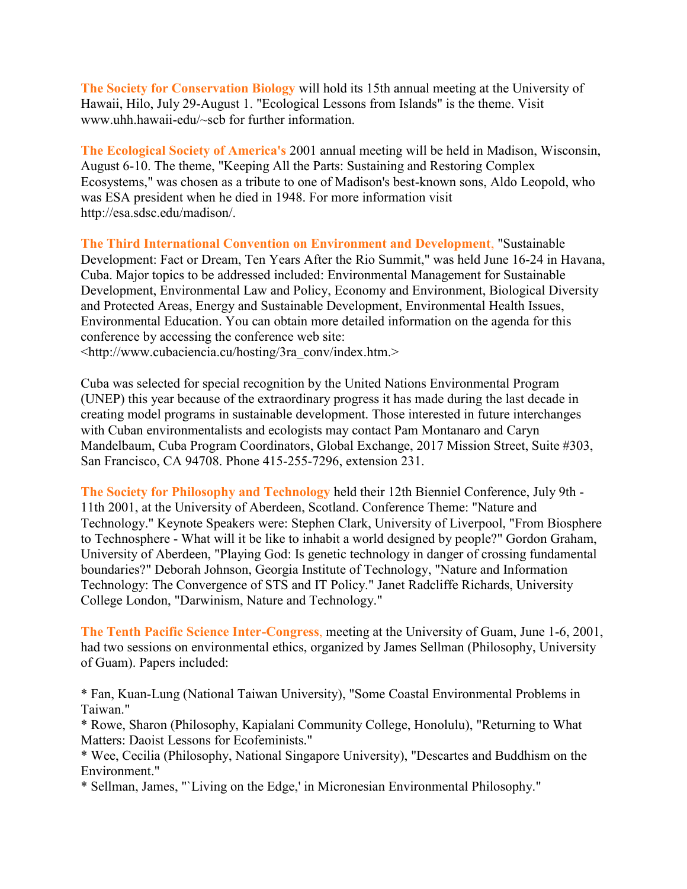**The Society for Conservation Biology** will hold its 15th annual meeting at the University of Hawaii, Hilo, July 29-August 1. "Ecological Lessons from Islands" is the theme. Visit www.uhh.hawaii-edu/~scb for further information.

**The Ecological Society of America's** 2001 annual meeting will be held in Madison, Wisconsin, August 6-10. The theme, "Keeping All the Parts: Sustaining and Restoring Complex Ecosystems," was chosen as a tribute to one of Madison's best-known sons, Aldo Leopold, who was ESA president when he died in 1948. For more information visit http://esa.sdsc.edu/madison/.

**The Third International Convention on Environment and Development**, "Sustainable Development: Fact or Dream, Ten Years After the Rio Summit," was held June 16-24 in Havana, Cuba. Major topics to be addressed included: Environmental Management for Sustainable Development, Environmental Law and Policy, Economy and Environment, Biological Diversity and Protected Areas, Energy and Sustainable Development, Environmental Health Issues, Environmental Education. You can obtain more detailed information on the agenda for this conference by accessing the conference web site: <http://www.cubaciencia.cu/hosting/3ra_conv/index.htm.>

Cuba was selected for special recognition by the United Nations Environmental Program (UNEP) this year because of the extraordinary progress it has made during the last decade in creating model programs in sustainable development. Those interested in future interchanges with Cuban environmentalists and ecologists may contact Pam Montanaro and Caryn Mandelbaum, Cuba Program Coordinators, Global Exchange, 2017 Mission Street, Suite #303, San Francisco, CA 94708. Phone 415-255-7296, extension 231.

**The Society for Philosophy and Technology** held their 12th Bienniel Conference, July 9th - 11th 2001, at the University of Aberdeen, Scotland. Conference Theme: "Nature and Technology." Keynote Speakers were: Stephen Clark, University of Liverpool, "From Biosphere to Technosphere - What will it be like to inhabit a world designed by people?" Gordon Graham, University of Aberdeen, "Playing God: Is genetic technology in danger of crossing fundamental boundaries?" Deborah Johnson, Georgia Institute of Technology, "Nature and Information Technology: The Convergence of STS and IT Policy." Janet Radcliffe Richards, University College London, "Darwinism, Nature and Technology."

**The Tenth Pacific Science Inter-Congress**, meeting at the University of Guam, June 1-6, 2001, had two sessions on environmental ethics, organized by James Sellman (Philosophy, University of Guam). Papers included:

* Fan, Kuan-Lung (National Taiwan University), "Some Coastal Environmental Problems in Taiwan."
* Rowe, Sharon (Philosophy, Kapialani Community College, Honolulu), "Returning to What Matters: Daoist Lessons for Ecofeminists."
* Wee, Cecilia (Philosophy, National Singapore University), "Descartes and Buddhism on the Environment."
* Sellman, James, "`Living on the Edge,' in Micronesian Environmental Philosophy."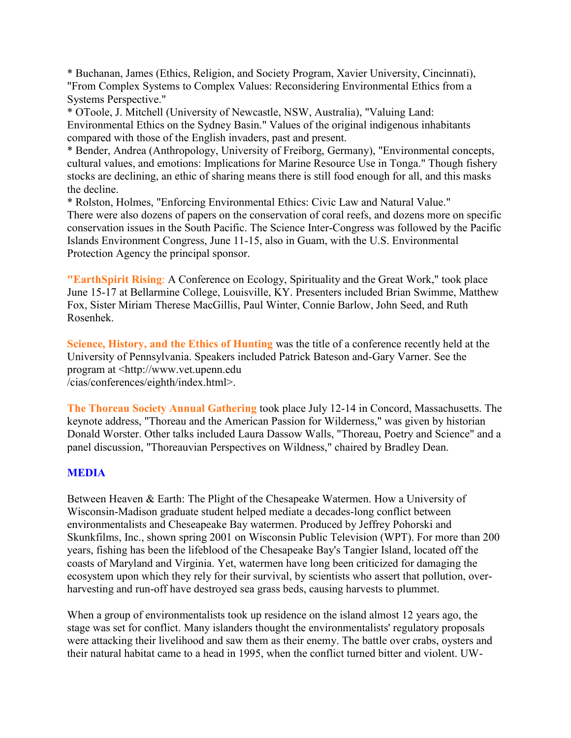* Buchanan, James (Ethics, Religion, and Society Program, Xavier University, Cincinnati), "From Complex Systems to Complex Values: Reconsidering Environmental Ethics from a Systems Perspective."
* OToole, J. Mitchell (University of Newcastle, NSW, Australia), "Valuing Land: Environmental Ethics on the Sydney Basin." Values of the original indigenous inhabitants compared with those of the English invaders, past and present.
* Bender, Andrea (Anthropology, University of Freiborg, Germany), "Environmental concepts, cultural values, and emotions: Implications for Marine Resource Use in Tonga." Though fishery stocks are declining, an ethic of sharing means there is still food enough for all, and this masks the decline.
* Rolston, Holmes, "Enforcing Environmental Ethics: Civic Law and Natural Value."

There were also dozens of papers on the conservation of coral reefs, and dozens more on specific conservation issues in the South Pacific. The Science Inter-Congress was followed by the Pacific Islands Environment Congress, June 11-15, also in Guam, with the U.S. Environmental Protection Agency the principal sponsor.

**"EarthSpirit Rising**: A Conference on Ecology, Spirituality and the Great Work," took place June 15-17 at Bellarmine College, Louisville, KY. Presenters included Brian Swimme, Matthew Fox, Sister Miriam Therese MacGillis, Paul Winter, Connie Barlow, John Seed, and Ruth Rosenhek.

**Science, History, and the Ethics of Hunting** was the title of a conference recently held at the University of Pennsylvania. Speakers included Patrick Bateson and-Gary Varner. See the program at <http://www.vet.upenn.edu/cias/conferences/eighth/index.html>.

**The Thoreau Society Annual Gathering** took place July 12-14 in Concord, Massachusetts. The keynote address, "Thoreau and the American Passion for Wilderness," was given by historian Donald Worster. Other talks included Laura Dassow Walls, "Thoreau, Poetry and Science" and a panel discussion, "Thoreauvian Perspectives on Wildness," chaired by Bradley Dean.

## MEDIA

Between Heaven & Earth: The Plight of the Chesapeake Watermen. How a University of Wisconsin-Madison graduate student helped mediate a decades-long conflict between environmentalists and Cheseapeake Bay watermen. Produced by Jeffrey Pohorski and Skunkfilms, Inc., shown spring 2001 on Wisconsin Public Television (WPT). For more than 200 years, fishing has been the lifeblood of the Chesapeake Bay's Tangier Island, located off the coasts of Maryland and Virginia. Yet, watermen have long been criticized for damaging the ecosystem upon which they rely for their survival, by scientists who assert that pollution, over-harvesting and run-off have destroyed sea grass beds, causing harvests to plummet.

When a group of environmentalists took up residence on the island almost 12 years ago, the stage was set for conflict. Many islanders thought the environmentalists' regulatory proposals were attacking their livelihood and saw them as their enemy. The battle over crabs, oysters and their natural habitat came to a head in 1995, when the conflict turned bitter and violent. UW-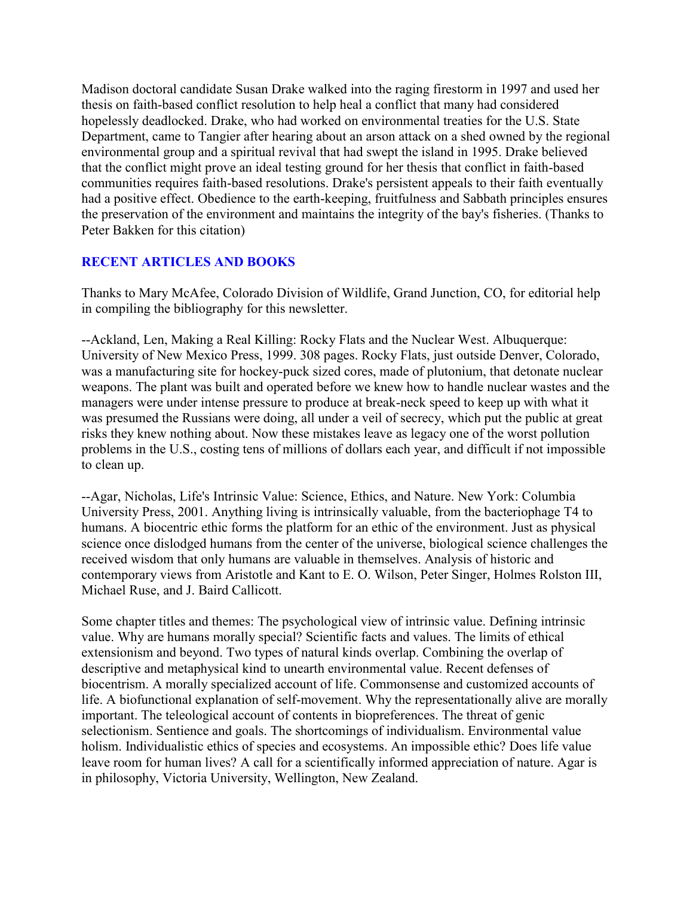Madison doctoral candidate Susan Drake walked into the raging firestorm in 1997 and used her thesis on faith-based conflict resolution to help heal a conflict that many had considered hopelessly deadlocked. Drake, who had worked on environmental treaties for the U.S. State Department, came to Tangier after hearing about an arson attack on a shed owned by the regional environmental group and a spiritual revival that had swept the island in 1995. Drake believed that the conflict might prove an ideal testing ground for her thesis that conflict in faith-based communities requires faith-based resolutions. Drake's persistent appeals to their faith eventually had a positive effect. Obedience to the earth-keeping, fruitfulness and Sabbath principles ensures the preservation of the environment and maintains the integrity of the bay's fisheries. (Thanks to Peter Bakken for this citation)

## RECENT ARTICLES AND BOOKS

Thanks to Mary McAfee, Colorado Division of Wildlife, Grand Junction, CO, for editorial help in compiling the bibliography for this newsletter.

--Ackland, Len, Making a Real Killing: Rocky Flats and the Nuclear West. Albuquerque: University of New Mexico Press, 1999. 308 pages. Rocky Flats, just outside Denver, Colorado, was a manufacturing site for hockey-puck sized cores, made of plutonium, that detonate nuclear weapons. The plant was built and operated before we knew how to handle nuclear wastes and the managers were under intense pressure to produce at break-neck speed to keep up with what it was presumed the Russians were doing, all under a veil of secrecy, which put the public at great risks they knew nothing about. Now these mistakes leave as legacy one of the worst pollution problems in the U.S., costing tens of millions of dollars each year, and difficult if not impossible to clean up.

--Agar, Nicholas, Life's Intrinsic Value: Science, Ethics, and Nature. New York: Columbia University Press, 2001. Anything living is intrinsically valuable, from the bacteriophage T4 to humans. A biocentric ethic forms the platform for an ethic of the environment. Just as physical science once dislodged humans from the center of the universe, biological science challenges the received wisdom that only humans are valuable in themselves. Analysis of historic and contemporary views from Aristotle and Kant to E. O. Wilson, Peter Singer, Holmes Rolston III, Michael Ruse, and J. Baird Callicott.

Some chapter titles and themes: The psychological view of intrinsic value. Defining intrinsic value. Why are humans morally special? Scientific facts and values. The limits of ethical extensionism and beyond. Two types of natural kinds overlap. Combining the overlap of descriptive and metaphysical kind to unearth environmental value. Recent defenses of biocentrism. A morally specialized account of life. Commonsense and customized accounts of life. A biofunctional explanation of self-movement. Why the representationally alive are morally important. The teleological account of contents in biopreferences. The threat of genic selectionism. Sentience and goals. The shortcomings of individualism. Environmental value holism. Individualistic ethics of species and ecosystems. An impossible ethic? Does life value leave room for human lives? A call for a scientifically informed appreciation of nature. Agar is in philosophy, Victoria University, Wellington, New Zealand.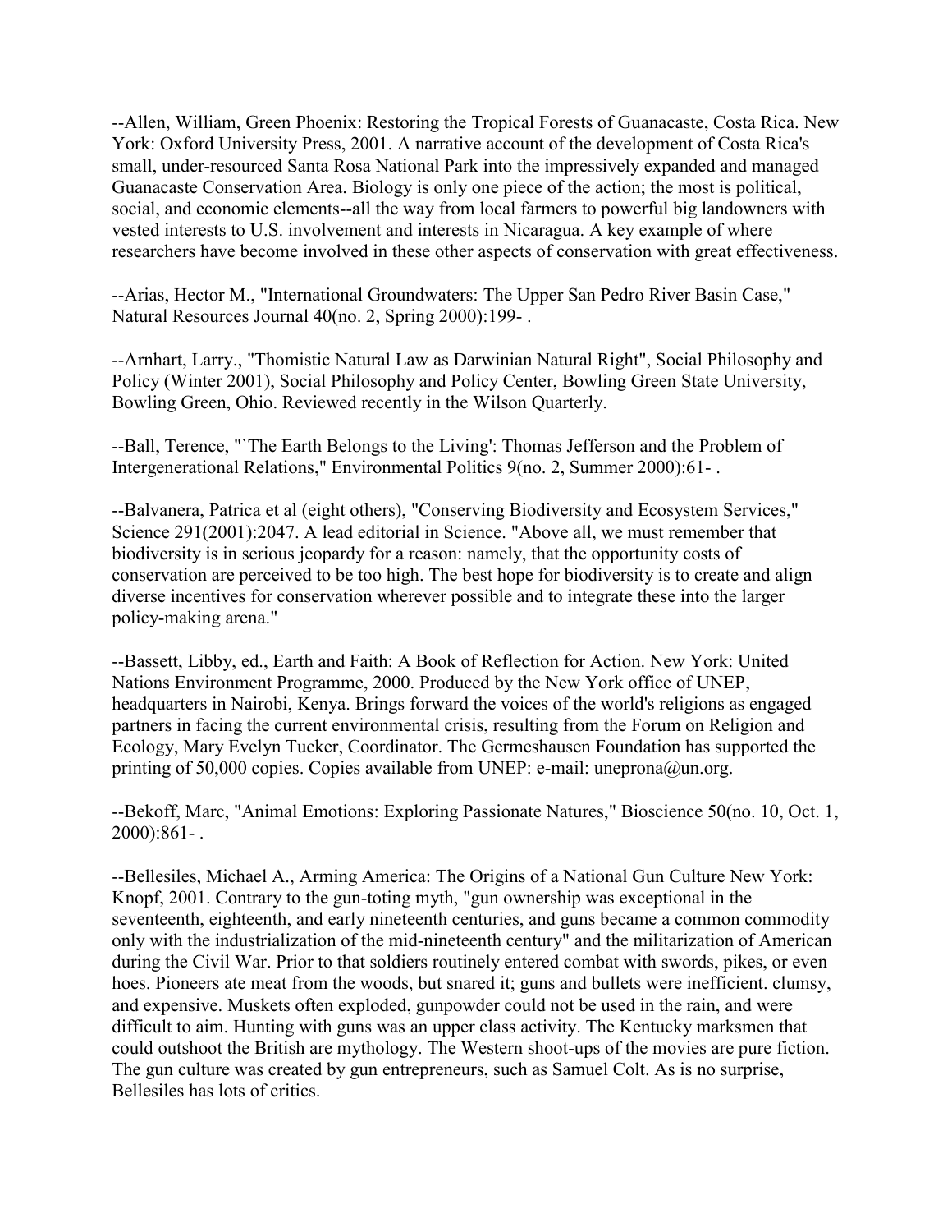--Allen, William, Green Phoenix: Restoring the Tropical Forests of Guanacaste, Costa Rica. New York: Oxford University Press, 2001. A narrative account of the development of Costa Rica's small, under-resourced Santa Rosa National Park into the impressively expanded and managed Guanacaste Conservation Area. Biology is only one piece of the action; the most is political, social, and economic elements--all the way from local farmers to powerful big landowners with vested interests to U.S. involvement and interests in Nicaragua. A key example of where researchers have become involved in these other aspects of conservation with great effectiveness.

--Arias, Hector M., "International Groundwaters: The Upper San Pedro River Basin Case," Natural Resources Journal 40(no. 2, Spring 2000):199- .

--Arnhart, Larry., "Thomistic Natural Law as Darwinian Natural Right", Social Philosophy and Policy (Winter 2001), Social Philosophy and Policy Center, Bowling Green State University, Bowling Green, Ohio. Reviewed recently in the Wilson Quarterly.

--Ball, Terence, "`The Earth Belongs to the Living': Thomas Jefferson and the Problem of Intergenerational Relations," Environmental Politics 9(no. 2, Summer 2000):61- .

--Balvanera, Patrica et al (eight others), "Conserving Biodiversity and Ecosystem Services," Science 291(2001):2047. A lead editorial in Science. "Above all, we must remember that biodiversity is in serious jeopardy for a reason: namely, that the opportunity costs of conservation are perceived to be too high. The best hope for biodiversity is to create and align diverse incentives for conservation wherever possible and to integrate these into the larger policy-making arena."

--Bassett, Libby, ed., Earth and Faith: A Book of Reflection for Action. New York: United Nations Environment Programme, 2000. Produced by the New York office of UNEP, headquarters in Nairobi, Kenya. Brings forward the voices of the world's religions as engaged partners in facing the current environmental crisis, resulting from the Forum on Religion and Ecology, Mary Evelyn Tucker, Coordinator. The Germeshausen Foundation has supported the printing of 50,000 copies. Copies available from UNEP: e-mail: uneprona@un.org.

--Bekoff, Marc, "Animal Emotions: Exploring Passionate Natures," Bioscience 50(no. 10, Oct. 1, 2000):861- .

--Bellesiles, Michael A., Arming America: The Origins of a National Gun Culture New York: Knopf, 2001. Contrary to the gun-toting myth, "gun ownership was exceptional in the seventeenth, eighteenth, and early nineteenth centuries, and guns became a common commodity only with the industrialization of the mid-nineteenth century" and the militarization of American during the Civil War. Prior to that soldiers routinely entered combat with swords, pikes, or even hoes. Pioneers ate meat from the woods, but snared it; guns and bullets were inefficient. clumsy, and expensive. Muskets often exploded, gunpowder could not be used in the rain, and were difficult to aim. Hunting with guns was an upper class activity. The Kentucky marksmen that could outshoot the British are mythology. The Western shoot-ups of the movies are pure fiction. The gun culture was created by gun entrepreneurs, such as Samuel Colt. As is no surprise, Bellesiles has lots of critics.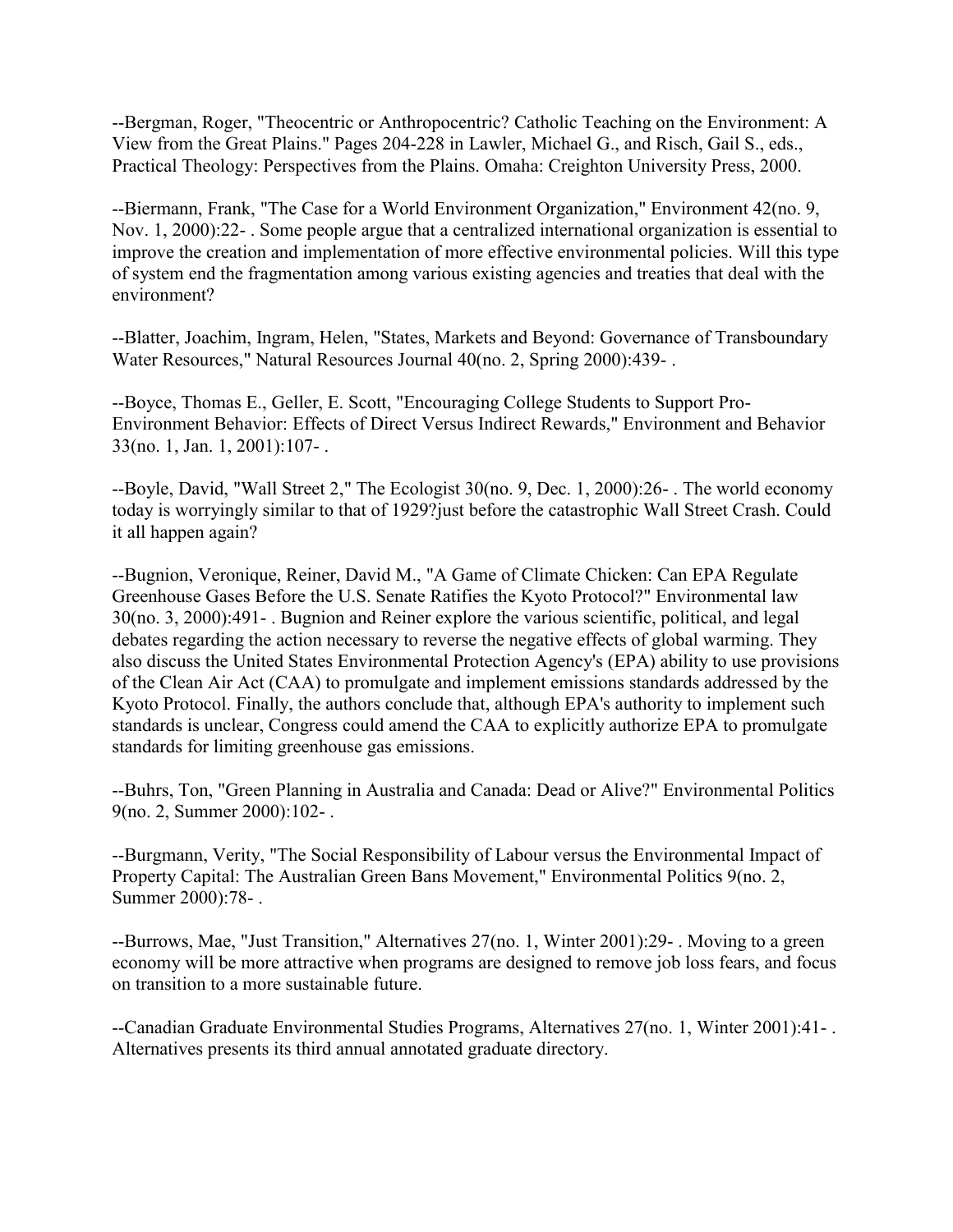--Bergman, Roger, "Theocentric or Anthropocentric? Catholic Teaching on the Environment: A View from the Great Plains." Pages 204-228 in Lawler, Michael G., and Risch, Gail S., eds., Practical Theology: Perspectives from the Plains. Omaha: Creighton University Press, 2000.

--Biermann, Frank, "The Case for a World Environment Organization," Environment 42(no. 9, Nov. 1, 2000):22- . Some people argue that a centralized international organization is essential to improve the creation and implementation of more effective environmental policies. Will this type of system end the fragmentation among various existing agencies and treaties that deal with the environment?

--Blatter, Joachim, Ingram, Helen, "States, Markets and Beyond: Governance of Transboundary Water Resources," Natural Resources Journal 40(no. 2, Spring 2000):439- .

--Boyce, Thomas E., Geller, E. Scott, "Encouraging College Students to Support Pro-Environment Behavior: Effects of Direct Versus Indirect Rewards," Environment and Behavior 33(no. 1, Jan. 1, 2001):107- .

--Boyle, David, "Wall Street 2," The Ecologist 30(no. 9, Dec. 1, 2000):26- . The world economy today is worryingly similar to that of 1929?just before the catastrophic Wall Street Crash. Could it all happen again?

--Bugnion, Veronique, Reiner, David M., "A Game of Climate Chicken: Can EPA Regulate Greenhouse Gases Before the U.S. Senate Ratifies the Kyoto Protocol?" Environmental law 30(no. 3, 2000):491- . Bugnion and Reiner explore the various scientific, political, and legal debates regarding the action necessary to reverse the negative effects of global warming. They also discuss the United States Environmental Protection Agency's (EPA) ability to use provisions of the Clean Air Act (CAA) to promulgate and implement emissions standards addressed by the Kyoto Protocol. Finally, the authors conclude that, although EPA's authority to implement such standards is unclear, Congress could amend the CAA to explicitly authorize EPA to promulgate standards for limiting greenhouse gas emissions.

--Buhrs, Ton, "Green Planning in Australia and Canada: Dead or Alive?" Environmental Politics 9(no. 2, Summer 2000):102- .

--Burgmann, Verity, "The Social Responsibility of Labour versus the Environmental Impact of Property Capital: The Australian Green Bans Movement," Environmental Politics 9(no. 2, Summer 2000):78- .

--Burrows, Mae, "Just Transition," Alternatives 27(no. 1, Winter 2001):29- . Moving to a green economy will be more attractive when programs are designed to remove job loss fears, and focus on transition to a more sustainable future.

--Canadian Graduate Environmental Studies Programs, Alternatives 27(no. 1, Winter 2001):41- . Alternatives presents its third annual annotated graduate directory.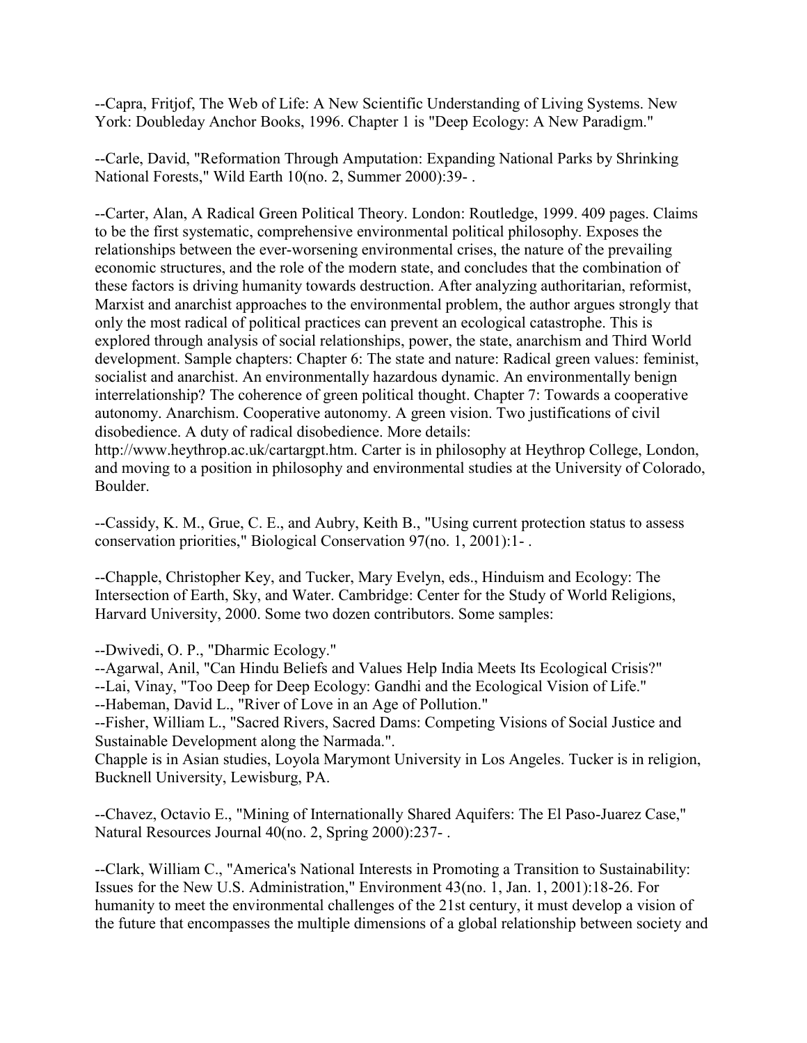--Capra, Fritjof, The Web of Life: A New Scientific Understanding of Living Systems. New York: Doubleday Anchor Books, 1996. Chapter 1 is "Deep Ecology: A New Paradigm."

--Carle, David, "Reformation Through Amputation: Expanding National Parks by Shrinking National Forests," Wild Earth 10(no. 2, Summer 2000):39- .

--Carter, Alan, A Radical Green Political Theory. London: Routledge, 1999. 409 pages. Claims to be the first systematic, comprehensive environmental political philosophy. Exposes the relationships between the ever-worsening environmental crises, the nature of the prevailing economic structures, and the role of the modern state, and concludes that the combination of these factors is driving humanity towards destruction. After analyzing authoritarian, reformist, Marxist and anarchist approaches to the environmental problem, the author argues strongly that only the most radical of political practices can prevent an ecological catastrophe. This is explored through analysis of social relationships, power, the state, anarchism and Third World development. Sample chapters: Chapter 6: The state and nature: Radical green values: feminist, socialist and anarchist. An environmentally hazardous dynamic. An environmentally benign interrelationship? The coherence of green political thought. Chapter 7: Towards a cooperative autonomy. Anarchism. Cooperative autonomy. A green vision. Two justifications of civil disobedience. A duty of radical disobedience. More details: http://www.heythrop.ac.uk/cartargpt.htm. Carter is in philosophy at Heythrop College, London, and moving to a position in philosophy and environmental studies at the University of Colorado, Boulder.

--Cassidy, K. M., Grue, C. E., and Aubry, Keith B., "Using current protection status to assess conservation priorities," Biological Conservation 97(no. 1, 2001):1- .

--Chapple, Christopher Key, and Tucker, Mary Evelyn, eds., Hinduism and Ecology: The Intersection of Earth, Sky, and Water. Cambridge: Center for the Study of World Religions, Harvard University, 2000. Some two dozen contributors. Some samples:

--Dwivedi, O. P., "Dharmic Ecology."
--Agarwal, Anil, "Can Hindu Beliefs and Values Help India Meets Its Ecological Crisis?"
--Lai, Vinay, "Too Deep for Deep Ecology: Gandhi and the Ecological Vision of Life."
--Habeman, David L., "River of Love in an Age of Pollution."
--Fisher, William L., "Sacred Rivers, Sacred Dams: Competing Visions of Social Justice and Sustainable Development along the Narmada.".
Chapple is in Asian studies, Loyola Marymont University in Los Angeles. Tucker is in religion, Bucknell University, Lewisburg, PA.

--Chavez, Octavio E., "Mining of Internationally Shared Aquifers: The El Paso-Juarez Case," Natural Resources Journal 40(no. 2, Spring 2000):237- .

--Clark, William C., "America's National Interests in Promoting a Transition to Sustainability: Issues for the New U.S. Administration," Environment 43(no. 1, Jan. 1, 2001):18-26. For humanity to meet the environmental challenges of the 21st century, it must develop a vision of the future that encompasses the multiple dimensions of a global relationship between society and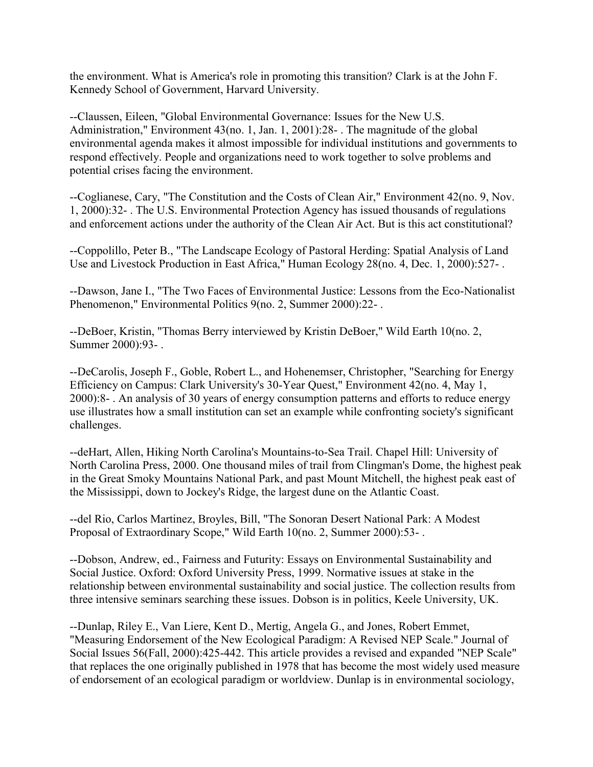the environment. What is America's role in promoting this transition? Clark is at the John F. Kennedy School of Government, Harvard University.

--Claussen, Eileen, "Global Environmental Governance: Issues for the New U.S. Administration," Environment 43(no. 1, Jan. 1, 2001):28- . The magnitude of the global environmental agenda makes it almost impossible for individual institutions and governments to respond effectively. People and organizations need to work together to solve problems and potential crises facing the environment.

--Coglianese, Cary, "The Constitution and the Costs of Clean Air," Environment 42(no. 9, Nov. 1, 2000):32- . The U.S. Environmental Protection Agency has issued thousands of regulations and enforcement actions under the authority of the Clean Air Act. But is this act constitutional?

--Coppolillo, Peter B., "The Landscape Ecology of Pastoral Herding: Spatial Analysis of Land Use and Livestock Production in East Africa," Human Ecology 28(no. 4, Dec. 1, 2000):527- .

--Dawson, Jane I., "The Two Faces of Environmental Justice: Lessons from the Eco-Nationalist Phenomenon," Environmental Politics 9(no. 2, Summer 2000):22- .

--DeBoer, Kristin, "Thomas Berry interviewed by Kristin DeBoer," Wild Earth 10(no. 2, Summer 2000):93- .

--DeCarolis, Joseph F., Goble, Robert L., and Hohenemser, Christopher, "Searching for Energy Efficiency on Campus: Clark University's 30-Year Quest," Environment 42(no. 4, May 1, 2000):8- . An analysis of 30 years of energy consumption patterns and efforts to reduce energy use illustrates how a small institution can set an example while confronting society's significant challenges.

--deHart, Allen, Hiking North Carolina's Mountains-to-Sea Trail. Chapel Hill: University of North Carolina Press, 2000. One thousand miles of trail from Clingman's Dome, the highest peak in the Great Smoky Mountains National Park, and past Mount Mitchell, the highest peak east of the Mississippi, down to Jockey's Ridge, the largest dune on the Atlantic Coast.

--del Rio, Carlos Martinez, Broyles, Bill, "The Sonoran Desert National Park: A Modest Proposal of Extraordinary Scope," Wild Earth 10(no. 2, Summer 2000):53- .

--Dobson, Andrew, ed., Fairness and Futurity: Essays on Environmental Sustainability and Social Justice. Oxford: Oxford University Press, 1999. Normative issues at stake in the relationship between environmental sustainability and social justice. The collection results from three intensive seminars searching these issues. Dobson is in politics, Keele University, UK.

--Dunlap, Riley E., Van Liere, Kent D., Mertig, Angela G., and Jones, Robert Emmet, "Measuring Endorsement of the New Ecological Paradigm: A Revised NEP Scale." Journal of Social Issues 56(Fall, 2000):425-442. This article provides a revised and expanded "NEP Scale" that replaces the one originally published in 1978 that has become the most widely used measure of endorsement of an ecological paradigm or worldview. Dunlap is in environmental sociology,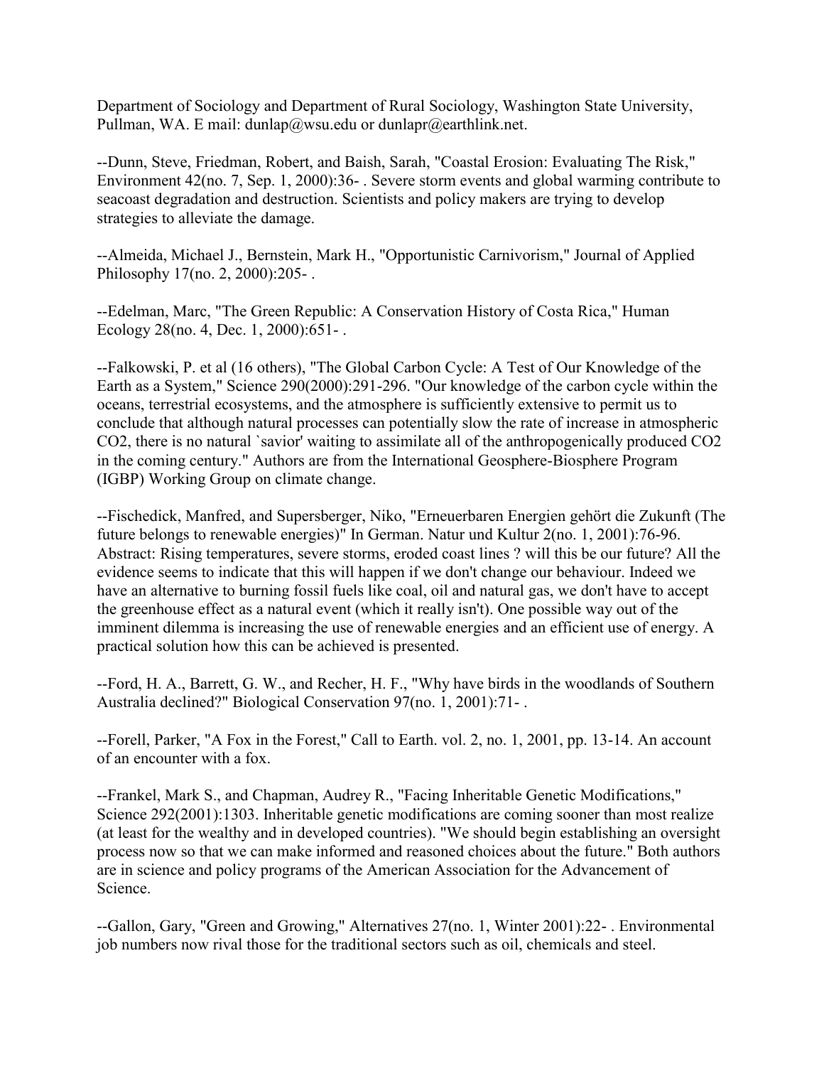Department of Sociology and Department of Rural Sociology, Washington State University, Pullman, WA. E mail: dunlap@wsu.edu or dunlapr@earthlink.net.

--Dunn, Steve, Friedman, Robert, and Baish, Sarah, "Coastal Erosion: Evaluating The Risk," Environment 42(no. 7, Sep. 1, 2000):36- . Severe storm events and global warming contribute to seacoast degradation and destruction. Scientists and policy makers are trying to develop strategies to alleviate the damage.

--Almeida, Michael J., Bernstein, Mark H., "Opportunistic Carnivorism," Journal of Applied Philosophy 17(no. 2, 2000):205- .

--Edelman, Marc, "The Green Republic: A Conservation History of Costa Rica," Human Ecology 28(no. 4, Dec. 1, 2000):651- .

--Falkowski, P. et al (16 others), "The Global Carbon Cycle: A Test of Our Knowledge of the Earth as a System," Science 290(2000):291-296. "Our knowledge of the carbon cycle within the oceans, terrestrial ecosystems, and the atmosphere is sufficiently extensive to permit us to conclude that although natural processes can potentially slow the rate of increase in atmospheric CO2, there is no natural `savior' waiting to assimilate all of the anthropogenically produced CO2 in the coming century." Authors are from the International Geosphere-Biosphere Program (IGBP) Working Group on climate change.

--Fischedick, Manfred, and Supersberger, Niko, "Erneuerbaren Energien gehört die Zukunft (The future belongs to renewable energies)" In German. Natur und Kultur 2(no. 1, 2001):76-96. Abstract: Rising temperatures, severe storms, eroded coast lines ? will this be our future? All the evidence seems to indicate that this will happen if we don't change our behaviour. Indeed we have an alternative to burning fossil fuels like coal, oil and natural gas, we don't have to accept the greenhouse effect as a natural event (which it really isn't). One possible way out of the imminent dilemma is increasing the use of renewable energies and an efficient use of energy. A practical solution how this can be achieved is presented.

--Ford, H. A., Barrett, G. W., and Recher, H. F., "Why have birds in the woodlands of Southern Australia declined?" Biological Conservation 97(no. 1, 2001):71- .

--Forell, Parker, "A Fox in the Forest," Call to Earth. vol. 2, no. 1, 2001, pp. 13-14. An account of an encounter with a fox.

--Frankel, Mark S., and Chapman, Audrey R., "Facing Inheritable Genetic Modifications," Science 292(2001):1303. Inheritable genetic modifications are coming sooner than most realize (at least for the wealthy and in developed countries). "We should begin establishing an oversight process now so that we can make informed and reasoned choices about the future." Both authors are in science and policy programs of the American Association for the Advancement of Science.

--Gallon, Gary, "Green and Growing," Alternatives 27(no. 1, Winter 2001):22- . Environmental job numbers now rival those for the traditional sectors such as oil, chemicals and steel.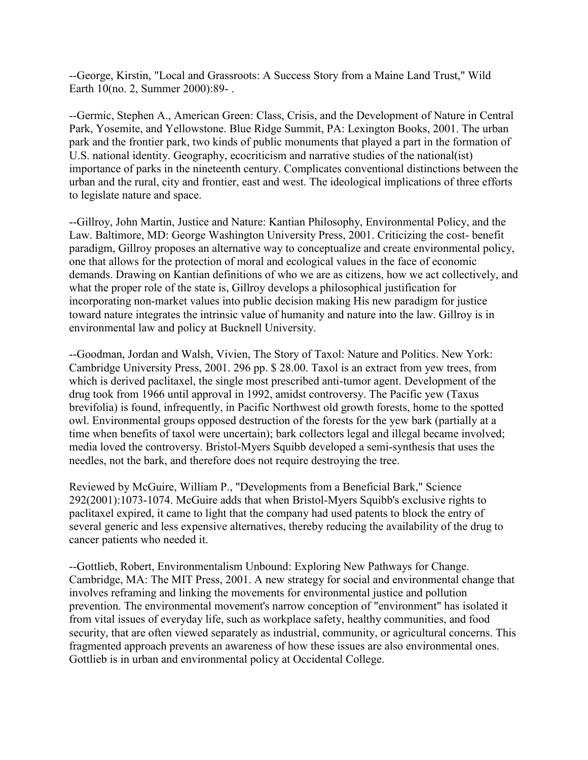--George, Kirstin, "Local and Grassroots: A Success Story from a Maine Land Trust," Wild Earth 10(no. 2, Summer 2000):89- .

--Germic, Stephen A., American Green: Class, Crisis, and the Development of Nature in Central Park, Yosemite, and Yellowstone. Blue Ridge Summit, PA: Lexington Books, 2001. The urban park and the frontier park, two kinds of public monuments that played a part in the formation of U.S. national identity. Geography, ecocriticism and narrative studies of the national(ist) importance of parks in the nineteenth century. Complicates conventional distinctions between the urban and the rural, city and frontier, east and west. The ideological implications of three efforts to legislate nature and space.

--Gillroy, John Martin, Justice and Nature: Kantian Philosophy, Environmental Policy, and the Law. Baltimore, MD: George Washington University Press, 2001. Criticizing the cost- benefit paradigm, Gillroy proposes an alternative way to conceptualize and create environmental policy, one that allows for the protection of moral and ecological values in the face of economic demands. Drawing on Kantian definitions of who we are as citizens, how we act collectively, and what the proper role of the state is, Gillroy develops a philosophical justification for incorporating non-market values into public decision making His new paradigm for justice toward nature integrates the intrinsic value of humanity and nature into the law. Gillroy is in environmental law and policy at Bucknell University.

--Goodman, Jordan and Walsh, Vivien, The Story of Taxol: Nature and Politics. New York: Cambridge University Press, 2001. 296 pp. $ 28.00. Taxol is an extract from yew trees, from which is derived paclitaxel, the single most prescribed anti-tumor agent. Development of the drug took from 1966 until approval in 1992, amidst controversy. The Pacific yew (Taxus brevifolia) is found, infrequently, in Pacific Northwest old growth forests, home to the spotted owl. Environmental groups opposed destruction of the forests for the yew bark (partially at a time when benefits of taxol were uncertain); bark collectors legal and illegal became involved; media loved the controversy. Bristol-Myers Squibb developed a semi-synthesis that uses the needles, not the bark, and therefore does not require destroying the tree.

Reviewed by McGuire, William P., "Developments from a Beneficial Bark," Science 292(2001):1073-1074. McGuire adds that when Bristol-Myers Squibb's exclusive rights to paclitaxel expired, it came to light that the company had used patents to block the entry of several generic and less expensive alternatives, thereby reducing the availability of the drug to cancer patients who needed it.

--Gottlieb, Robert, Environmentalism Unbound: Exploring New Pathways for Change. Cambridge, MA: The MIT Press, 2001. A new strategy for social and environmental change that involves reframing and linking the movements for environmental justice and pollution prevention. The environmental movement's narrow conception of "environment" has isolated it from vital issues of everyday life, such as workplace safety, healthy communities, and food security, that are often viewed separately as industrial, community, or agricultural concerns. This fragmented approach prevents an awareness of how these issues are also environmental ones. Gottlieb is in urban and environmental policy at Occidental College.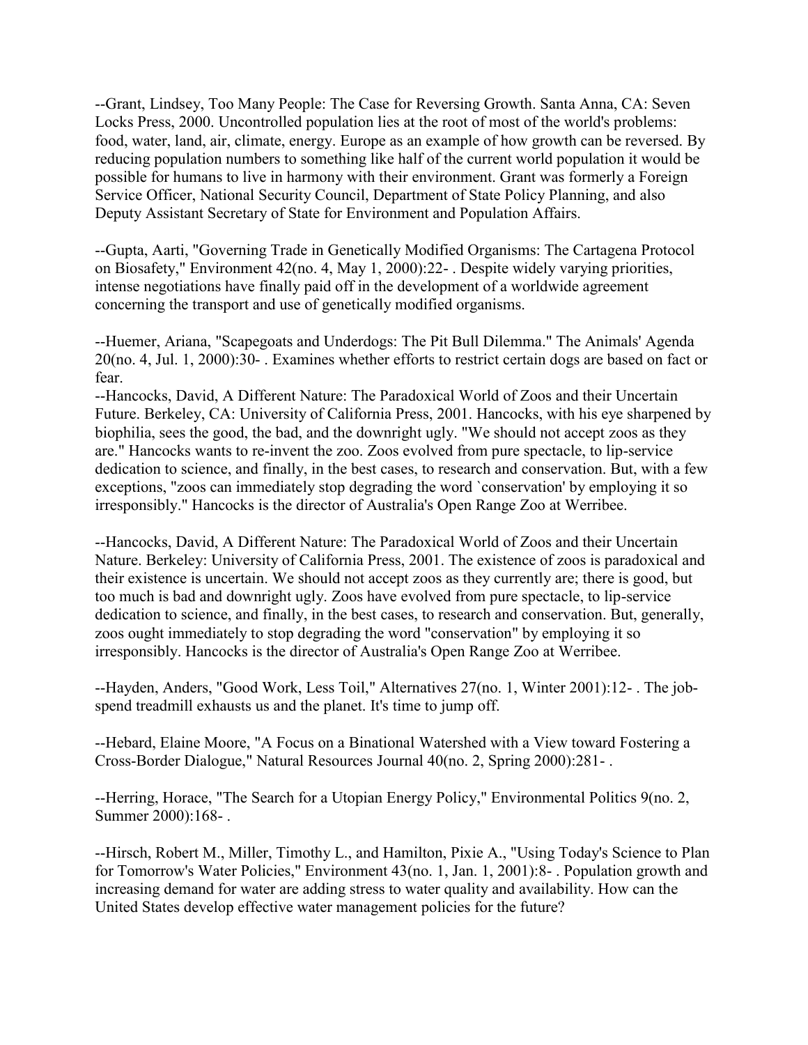--Grant, Lindsey, Too Many People: The Case for Reversing Growth. Santa Anna, CA: Seven Locks Press, 2000. Uncontrolled population lies at the root of most of the world's problems: food, water, land, air, climate, energy. Europe as an example of how growth can be reversed. By reducing population numbers to something like half of the current world population it would be possible for humans to live in harmony with their environment. Grant was formerly a Foreign Service Officer, National Security Council, Department of State Policy Planning, and also Deputy Assistant Secretary of State for Environment and Population Affairs.

--Gupta, Aarti, "Governing Trade in Genetically Modified Organisms: The Cartagena Protocol on Biosafety," Environment 42(no. 4, May 1, 2000):22- . Despite widely varying priorities, intense negotiations have finally paid off in the development of a worldwide agreement concerning the transport and use of genetically modified organisms.

--Huemer, Ariana, "Scapegoats and Underdogs: The Pit Bull Dilemma." The Animals' Agenda 20(no. 4, Jul. 1, 2000):30- . Examines whether efforts to restrict certain dogs are based on fact or fear.

--Hancocks, David, A Different Nature: The Paradoxical World of Zoos and their Uncertain Future. Berkeley, CA: University of California Press, 2001. Hancocks, with his eye sharpened by biophilia, sees the good, the bad, and the downright ugly. "We should not accept zoos as they are." Hancocks wants to re-invent the zoo. Zoos evolved from pure spectacle, to lip-service dedication to science, and finally, in the best cases, to research and conservation. But, with a few exceptions, "zoos can immediately stop degrading the word `conservation' by employing it so irresponsibly." Hancocks is the director of Australia's Open Range Zoo at Werribee.

--Hancocks, David, A Different Nature: The Paradoxical World of Zoos and their Uncertain Nature. Berkeley: University of California Press, 2001. The existence of zoos is paradoxical and their existence is uncertain. We should not accept zoos as they currently are; there is good, but too much is bad and downright ugly. Zoos have evolved from pure spectacle, to lip-service dedication to science, and finally, in the best cases, to research and conservation. But, generally, zoos ought immediately to stop degrading the word "conservation" by employing it so irresponsibly. Hancocks is the director of Australia's Open Range Zoo at Werribee.

--Hayden, Anders, "Good Work, Less Toil," Alternatives 27(no. 1, Winter 2001):12- . The job-spend treadmill exhausts us and the planet. It's time to jump off.

--Hebard, Elaine Moore, "A Focus on a Binational Watershed with a View toward Fostering a Cross-Border Dialogue," Natural Resources Journal 40(no. 2, Spring 2000):281- .

--Herring, Horace, "The Search for a Utopian Energy Policy," Environmental Politics 9(no. 2, Summer 2000):168- .

--Hirsch, Robert M., Miller, Timothy L., and Hamilton, Pixie A., "Using Today's Science to Plan for Tomorrow's Water Policies," Environment 43(no. 1, Jan. 1, 2001):8- . Population growth and increasing demand for water are adding stress to water quality and availability. How can the United States develop effective water management policies for the future?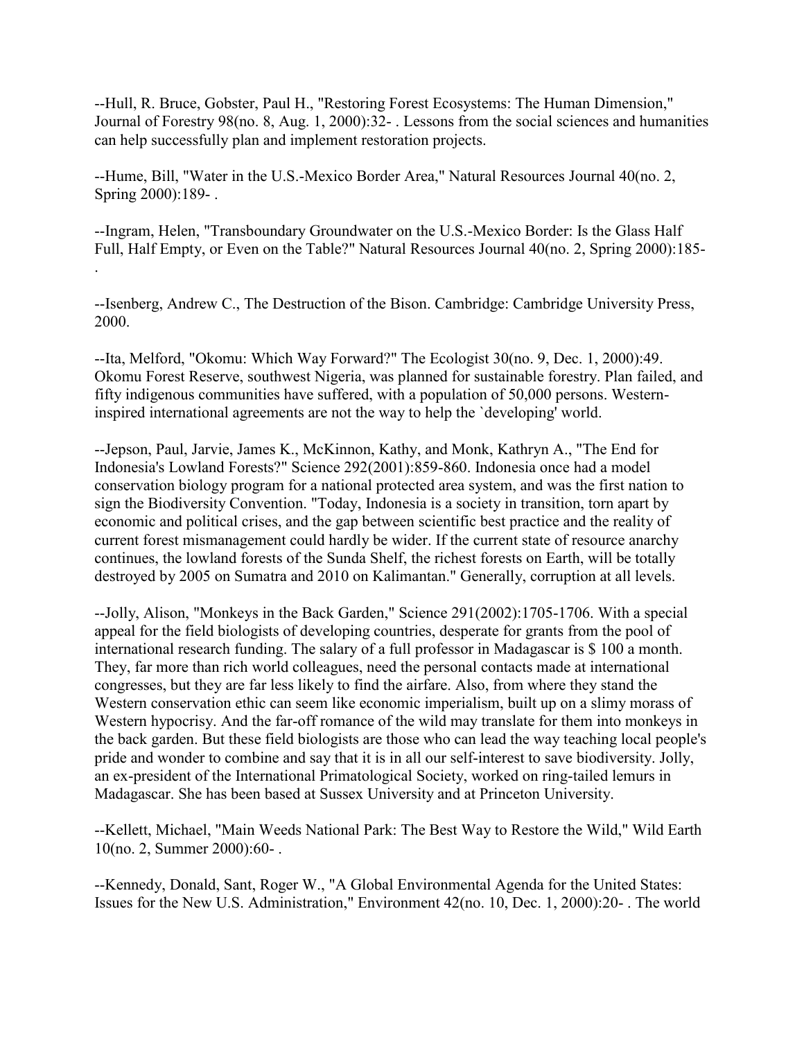--Hull, R. Bruce, Gobster, Paul H., "Restoring Forest Ecosystems: The Human Dimension," Journal of Forestry 98(no. 8, Aug. 1, 2000):32- . Lessons from the social sciences and humanities can help successfully plan and implement restoration projects.

--Hume, Bill, "Water in the U.S.-Mexico Border Area," Natural Resources Journal 40(no. 2, Spring 2000):189- .

--Ingram, Helen, "Transboundary Groundwater on the U.S.-Mexico Border: Is the Glass Half Full, Half Empty, or Even on the Table?" Natural Resources Journal 40(no. 2, Spring 2000):185- .

--Isenberg, Andrew C., The Destruction of the Bison. Cambridge: Cambridge University Press, 2000.

--Ita, Melford, "Okomu: Which Way Forward?" The Ecologist 30(no. 9, Dec. 1, 2000):49. Okomu Forest Reserve, southwest Nigeria, was planned for sustainable forestry. Plan failed, and fifty indigenous communities have suffered, with a population of 50,000 persons. Western-inspired international agreements are not the way to help the `developing' world.

--Jepson, Paul, Jarvie, James K., McKinnon, Kathy, and Monk, Kathryn A., "The End for Indonesia's Lowland Forests?" Science 292(2001):859-860. Indonesia once had a model conservation biology program for a national protected area system, and was the first nation to sign the Biodiversity Convention. "Today, Indonesia is a society in transition, torn apart by economic and political crises, and the gap between scientific best practice and the reality of current forest mismanagement could hardly be wider. If the current state of resource anarchy continues, the lowland forests of the Sunda Shelf, the richest forests on Earth, will be totally destroyed by 2005 on Sumatra and 2010 on Kalimantan." Generally, corruption at all levels.

--Jolly, Alison, "Monkeys in the Back Garden," Science 291(2002):1705-1706. With a special appeal for the field biologists of developing countries, desperate for grants from the pool of international research funding. The salary of a full professor in Madagascar is $ 100 a month. They, far more than rich world colleagues, need the personal contacts made at international congresses, but they are far less likely to find the airfare. Also, from where they stand the Western conservation ethic can seem like economic imperialism, built up on a slimy morass of Western hypocrisy. And the far-off romance of the wild may translate for them into monkeys in the back garden. But these field biologists are those who can lead the way teaching local people's pride and wonder to combine and say that it is in all our self-interest to save biodiversity. Jolly, an ex-president of the International Primatological Society, worked on ring-tailed lemurs in Madagascar. She has been based at Sussex University and at Princeton University.

--Kellett, Michael, "Main Weeds National Park: The Best Way to Restore the Wild," Wild Earth 10(no. 2, Summer 2000):60- .

--Kennedy, Donald, Sant, Roger W., "A Global Environmental Agenda for the United States: Issues for the New U.S. Administration," Environment 42(no. 10, Dec. 1, 2000):20- . The world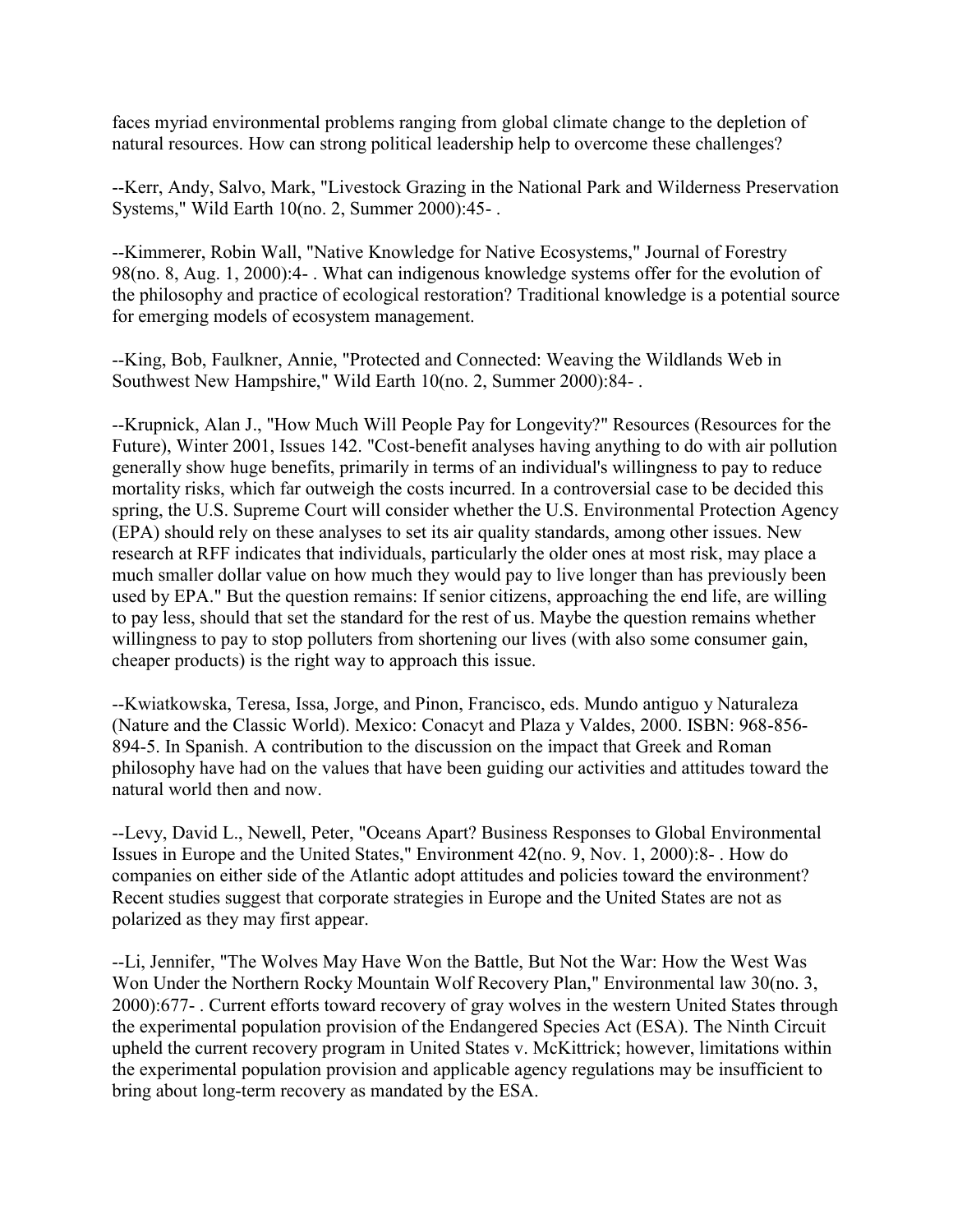faces myriad environmental problems ranging from global climate change to the depletion of natural resources. How can strong political leadership help to overcome these challenges?

--Kerr, Andy, Salvo, Mark, "Livestock Grazing in the National Park and Wilderness Preservation Systems," Wild Earth 10(no. 2, Summer 2000):45- .

--Kimmerer, Robin Wall, "Native Knowledge for Native Ecosystems," Journal of Forestry 98(no. 8, Aug. 1, 2000):4- . What can indigenous knowledge systems offer for the evolution of the philosophy and practice of ecological restoration? Traditional knowledge is a potential source for emerging models of ecosystem management.

--King, Bob, Faulkner, Annie, "Protected and Connected: Weaving the Wildlands Web in Southwest New Hampshire," Wild Earth 10(no. 2, Summer 2000):84- .

--Krupnick, Alan J., "How Much Will People Pay for Longevity?" Resources (Resources for the Future), Winter 2001, Issues 142. "Cost-benefit analyses having anything to do with air pollution generally show huge benefits, primarily in terms of an individual's willingness to pay to reduce mortality risks, which far outweigh the costs incurred. In a controversial case to be decided this spring, the U.S. Supreme Court will consider whether the U.S. Environmental Protection Agency (EPA) should rely on these analyses to set its air quality standards, among other issues. New research at RFF indicates that individuals, particularly the older ones at most risk, may place a much smaller dollar value on how much they would pay to live longer than has previously been used by EPA." But the question remains: If senior citizens, approaching the end life, are willing to pay less, should that set the standard for the rest of us. Maybe the question remains whether willingness to pay to stop polluters from shortening our lives (with also some consumer gain, cheaper products) is the right way to approach this issue.

--Kwiatkowska, Teresa, Issa, Jorge, and Pinon, Francisco, eds. Mundo antiguo y Naturaleza (Nature and the Classic World). Mexico: Conacyt and Plaza y Valdes, 2000. ISBN: 968-856-894-5. In Spanish. A contribution to the discussion on the impact that Greek and Roman philosophy have had on the values that have been guiding our activities and attitudes toward the natural world then and now.

--Levy, David L., Newell, Peter, "Oceans Apart? Business Responses to Global Environmental Issues in Europe and the United States," Environment 42(no. 9, Nov. 1, 2000):8- . How do companies on either side of the Atlantic adopt attitudes and policies toward the environment? Recent studies suggest that corporate strategies in Europe and the United States are not as polarized as they may first appear.

--Li, Jennifer, "The Wolves May Have Won the Battle, But Not the War: How the West Was Won Under the Northern Rocky Mountain Wolf Recovery Plan," Environmental law 30(no. 3, 2000):677- . Current efforts toward recovery of gray wolves in the western United States through the experimental population provision of the Endangered Species Act (ESA). The Ninth Circuit upheld the current recovery program in United States v. McKittrick; however, limitations within the experimental population provision and applicable agency regulations may be insufficient to bring about long-term recovery as mandated by the ESA.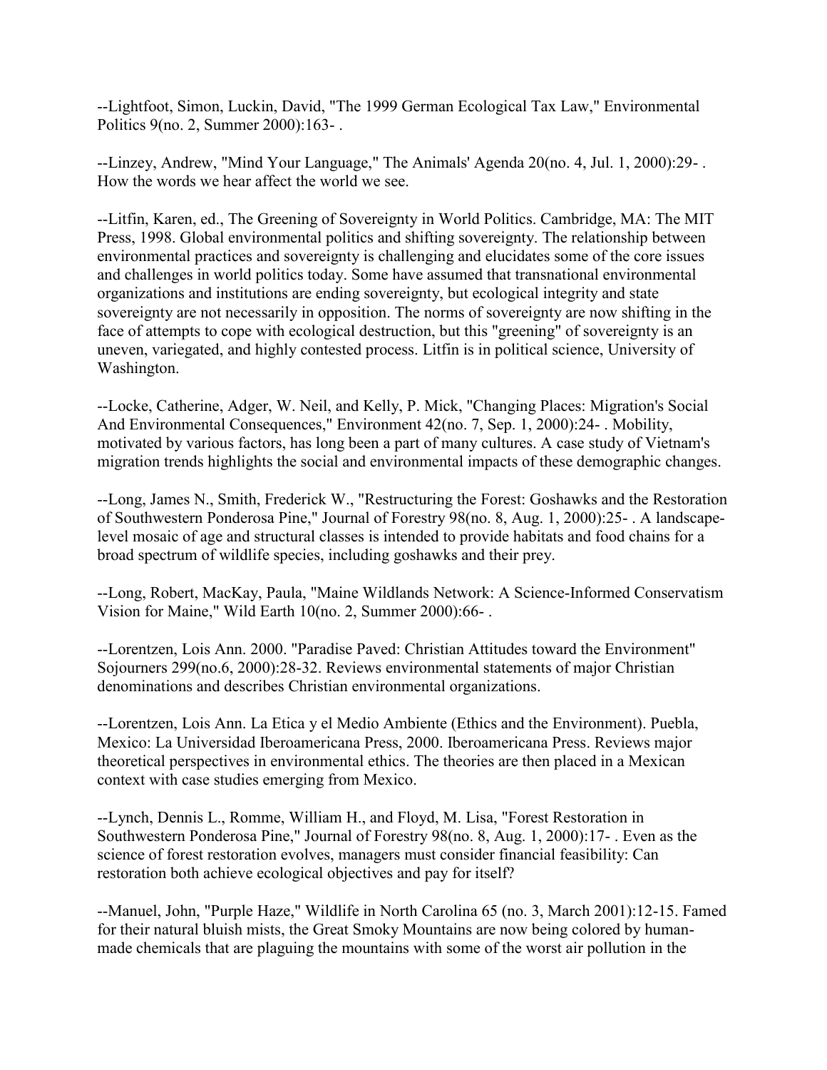--Lightfoot, Simon, Luckin, David, "The 1999 German Ecological Tax Law," Environmental Politics 9(no. 2, Summer 2000):163- .

--Linzey, Andrew, "Mind Your Language," The Animals' Agenda 20(no. 4, Jul. 1, 2000):29- . How the words we hear affect the world we see.

--Litfin, Karen, ed., The Greening of Sovereignty in World Politics. Cambridge, MA: The MIT Press, 1998. Global environmental politics and shifting sovereignty. The relationship between environmental practices and sovereignty is challenging and elucidates some of the core issues and challenges in world politics today. Some have assumed that transnational environmental organizations and institutions are ending sovereignty, but ecological integrity and state sovereignty are not necessarily in opposition. The norms of sovereignty are now shifting in the face of attempts to cope with ecological destruction, but this "greening" of sovereignty is an uneven, variegated, and highly contested process. Litfin is in political science, University of Washington.

--Locke, Catherine, Adger, W. Neil, and Kelly, P. Mick, "Changing Places: Migration's Social And Environmental Consequences," Environment 42(no. 7, Sep. 1, 2000):24- . Mobility, motivated by various factors, has long been a part of many cultures. A case study of Vietnam's migration trends highlights the social and environmental impacts of these demographic changes.

--Long, James N., Smith, Frederick W., "Restructuring the Forest: Goshawks and the Restoration of Southwestern Ponderosa Pine," Journal of Forestry 98(no. 8, Aug. 1, 2000):25- . A landscape-level mosaic of age and structural classes is intended to provide habitats and food chains for a broad spectrum of wildlife species, including goshawks and their prey.

--Long, Robert, MacKay, Paula, "Maine Wildlands Network: A Science-Informed Conservatism Vision for Maine," Wild Earth 10(no. 2, Summer 2000):66- .

--Lorentzen, Lois Ann. 2000. "Paradise Paved: Christian Attitudes toward the Environment" Sojourners 299(no.6, 2000):28-32. Reviews environmental statements of major Christian denominations and describes Christian environmental organizations.

--Lorentzen, Lois Ann. La Etica y el Medio Ambiente (Ethics and the Environment). Puebla, Mexico: La Universidad Iberoamericana Press, 2000. Iberoamericana Press. Reviews major theoretical perspectives in environmental ethics. The theories are then placed in a Mexican context with case studies emerging from Mexico.

--Lynch, Dennis L., Romme, William H., and Floyd, M. Lisa, "Forest Restoration in Southwestern Ponderosa Pine," Journal of Forestry 98(no. 8, Aug. 1, 2000):17- . Even as the science of forest restoration evolves, managers must consider financial feasibility: Can restoration both achieve ecological objectives and pay for itself?

--Manuel, John, "Purple Haze," Wildlife in North Carolina 65 (no. 3, March 2001):12-15. Famed for their natural bluish mists, the Great Smoky Mountains are now being colored by human-made chemicals that are plaguing the mountains with some of the worst air pollution in the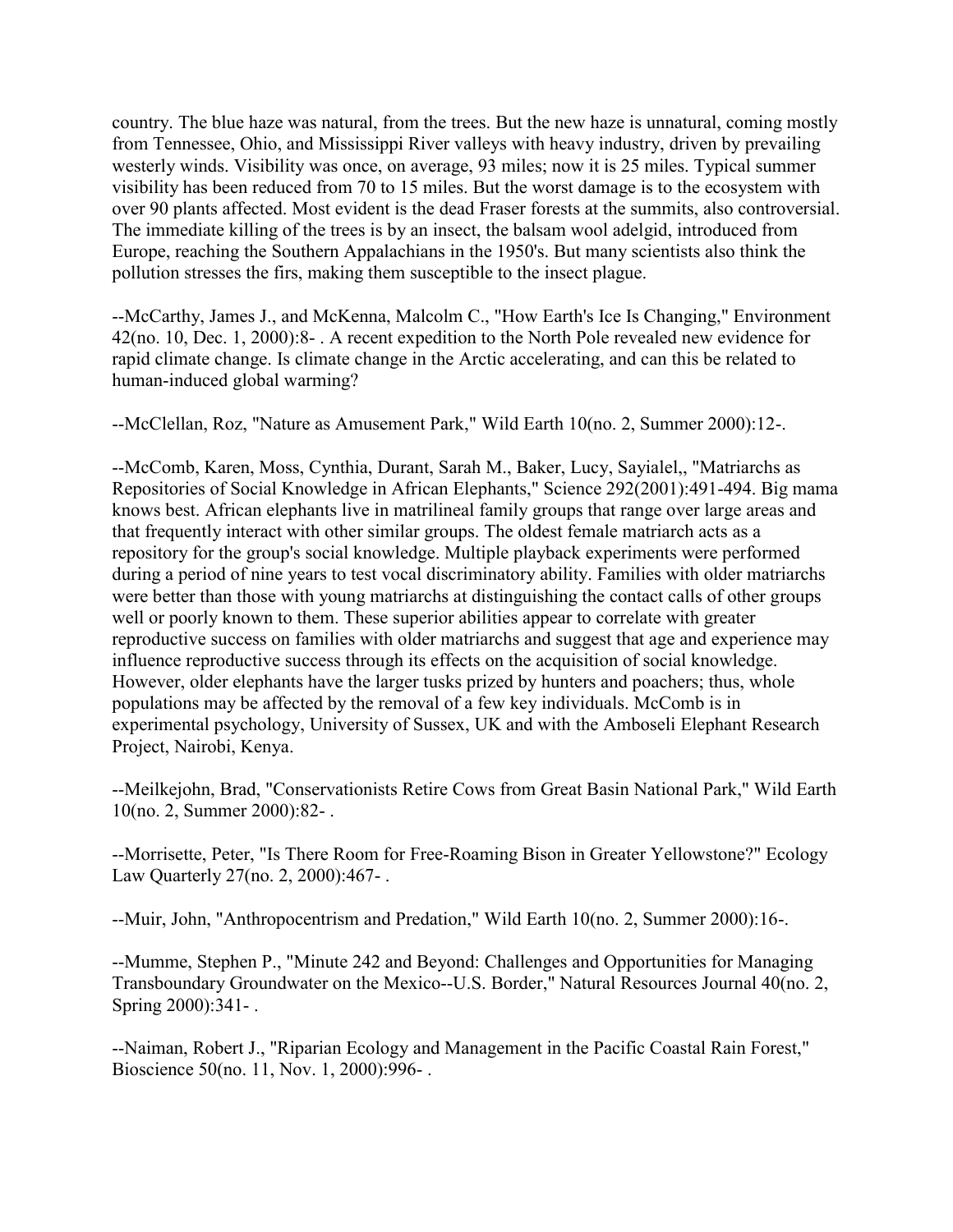country. The blue haze was natural, from the trees. But the new haze is unnatural, coming mostly from Tennessee, Ohio, and Mississippi River valleys with heavy industry, driven by prevailing westerly winds. Visibility was once, on average, 93 miles; now it is 25 miles. Typical summer visibility has been reduced from 70 to 15 miles. But the worst damage is to the ecosystem with over 90 plants affected. Most evident is the dead Fraser forests at the summits, also controversial. The immediate killing of the trees is by an insect, the balsam wool adelgid, introduced from Europe, reaching the Southern Appalachians in the 1950's. But many scientists also think the pollution stresses the firs, making them susceptible to the insect plague.

--McCarthy, James J., and McKenna, Malcolm C., "How Earth's Ice Is Changing," Environment 42(no. 10, Dec. 1, 2000):8- . A recent expedition to the North Pole revealed new evidence for rapid climate change. Is climate change in the Arctic accelerating, and can this be related to human-induced global warming?

--McClellan, Roz, "Nature as Amusement Park," Wild Earth 10(no. 2, Summer 2000):12-.

--McComb, Karen, Moss, Cynthia, Durant, Sarah M., Baker, Lucy, Sayialel,, "Matriarchs as Repositories of Social Knowledge in African Elephants," Science 292(2001):491-494. Big mama knows best. African elephants live in matrilineal family groups that range over large areas and that frequently interact with other similar groups. The oldest female matriarch acts as a repository for the group's social knowledge. Multiple playback experiments were performed during a period of nine years to test vocal discriminatory ability. Families with older matriarchs were better than those with young matriarchs at distinguishing the contact calls of other groups well or poorly known to them. These superior abilities appear to correlate with greater reproductive success on families with older matriarchs and suggest that age and experience may influence reproductive success through its effects on the acquisition of social knowledge. However, older elephants have the larger tusks prized by hunters and poachers; thus, whole populations may be affected by the removal of a few key individuals. McComb is in experimental psychology, University of Sussex, UK and with the Amboseli Elephant Research Project, Nairobi, Kenya.

--Meilkejohn, Brad, "Conservationists Retire Cows from Great Basin National Park," Wild Earth 10(no. 2, Summer 2000):82- .

--Morrisette, Peter, "Is There Room for Free-Roaming Bison in Greater Yellowstone?" Ecology Law Quarterly 27(no. 2, 2000):467- .

--Muir, John, "Anthropocentrism and Predation," Wild Earth 10(no. 2, Summer 2000):16-.

--Mumme, Stephen P., "Minute 242 and Beyond: Challenges and Opportunities for Managing Transboundary Groundwater on the Mexico--U.S. Border," Natural Resources Journal 40(no. 2, Spring 2000):341- .

--Naiman, Robert J., "Riparian Ecology and Management in the Pacific Coastal Rain Forest," Bioscience 50(no. 11, Nov. 1, 2000):996- .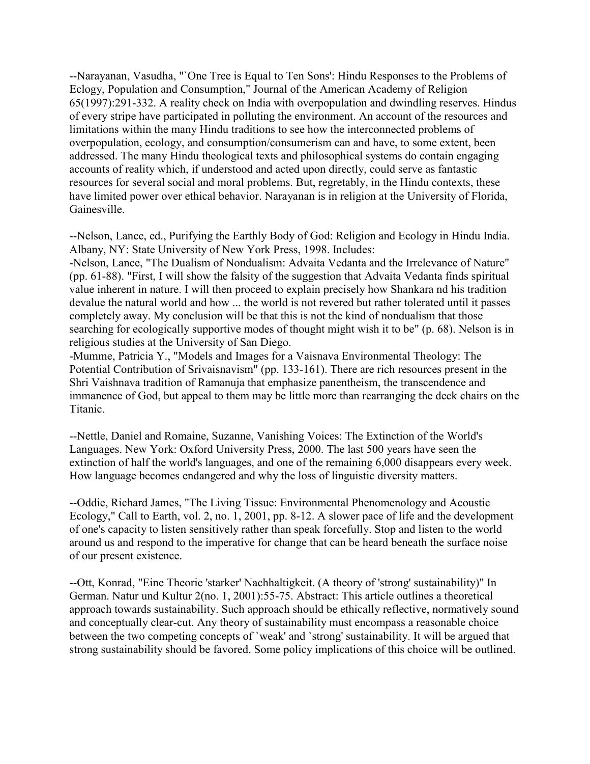--Narayanan, Vasudha, "`One Tree is Equal to Ten Sons': Hindu Responses to the Problems of Eclogy, Population and Consumption," Journal of the American Academy of Religion 65(1997):291-332. A reality check on India with overpopulation and dwindling reserves. Hindus of every stripe have participated in polluting the environment. An account of the resources and limitations within the many Hindu traditions to see how the interconnected problems of overpopulation, ecology, and consumption/consumerism can and have, to some extent, been addressed. The many Hindu theological texts and philosophical systems do contain engaging accounts of reality which, if understood and acted upon directly, could serve as fantastic resources for several social and moral problems. But, regretably, in the Hindu contexts, these have limited power over ethical behavior. Narayanan is in religion at the University of Florida, Gainesville.

--Nelson, Lance, ed., Purifying the Earthly Body of God: Religion and Ecology in Hindu India. Albany, NY: State University of New York Press, 1998. Includes:

-Nelson, Lance, "The Dualism of Nondualism: Advaita Vedanta and the Irrelevance of Nature" (pp. 61-88). "First, I will show the falsity of the suggestion that Advaita Vedanta finds spiritual value inherent in nature. I will then proceed to explain precisely how Shankara nd his tradition devalue the natural world and how ... the world is not revered but rather tolerated until it passes completely away. My conclusion will be that this is not the kind of nondualism that those searching for ecologically supportive modes of thought might wish it to be" (p. 68). Nelson is in religious studies at the University of San Diego.

-Mumme, Patricia Y., "Models and Images for a Vaisnava Environmental Theology: The Potential Contribution of Srivaisnavism" (pp. 133-161). There are rich resources present in the Shri Vaishnava tradition of Ramanuja that emphasize panentheism, the transcendence and immanence of God, but appeal to them may be little more than rearranging the deck chairs on the Titanic.

--Nettle, Daniel and Romaine, Suzanne, Vanishing Voices: The Extinction of the World's Languages. New York: Oxford University Press, 2000. The last 500 years have seen the extinction of half the world's languages, and one of the remaining 6,000 disappears every week. How language becomes endangered and why the loss of linguistic diversity matters.

--Oddie, Richard James, "The Living Tissue: Environmental Phenomenology and Acoustic Ecology," Call to Earth, vol. 2, no. 1, 2001, pp. 8-12. A slower pace of life and the development of one's capacity to listen sensitively rather than speak forcefully. Stop and listen to the world around us and respond to the imperative for change that can be heard beneath the surface noise of our present existence.

--Ott, Konrad, "Eine Theorie 'starker' Nachhaltigkeit. (A theory of 'strong' sustainability)" In German. Natur und Kultur 2(no. 1, 2001):55-75. Abstract: This article outlines a theoretical approach towards sustainability. Such approach should be ethically reflective, normatively sound and conceptually clear-cut. Any theory of sustainability must encompass a reasonable choice between the two competing concepts of `weak' and `strong' sustainability. It will be argued that strong sustainability should be favored. Some policy implications of this choice will be outlined.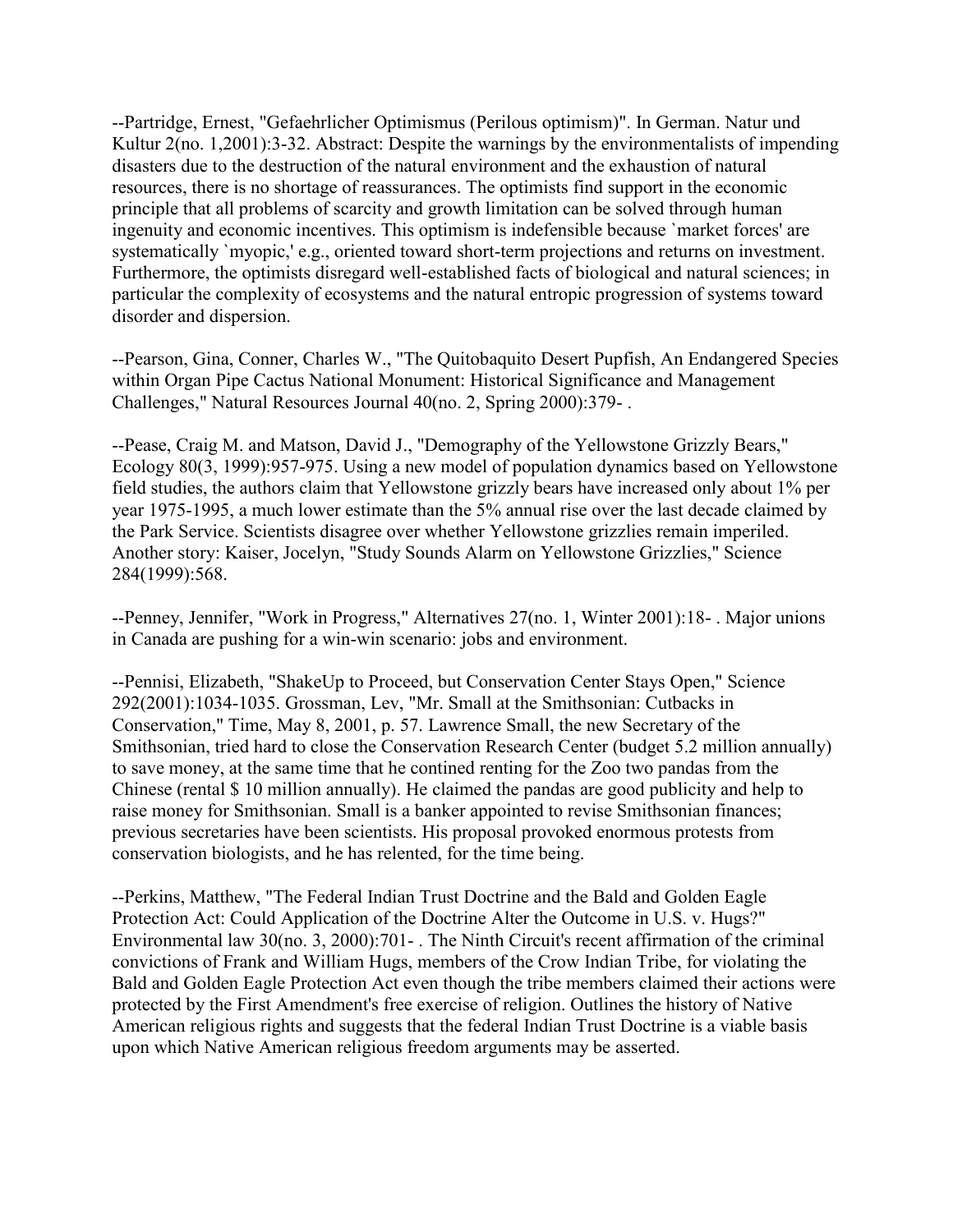--Partridge, Ernest, "Gefaehrlicher Optimismus (Perilous optimism)". In German. Natur und Kultur 2(no. 1,2001):3-32. Abstract: Despite the warnings by the environmentalists of impending disasters due to the destruction of the natural environment and the exhaustion of natural resources, there is no shortage of reassurances. The optimists find support in the economic principle that all problems of scarcity and growth limitation can be solved through human ingenuity and economic incentives. This optimism is indefensible because `market forces' are systematically `myopic,' e.g., oriented toward short-term projections and returns on investment. Furthermore, the optimists disregard well-established facts of biological and natural sciences; in particular the complexity of ecosystems and the natural entropic progression of systems toward disorder and dispersion.

--Pearson, Gina, Conner, Charles W., "The Quitobaquito Desert Pupfish, An Endangered Species within Organ Pipe Cactus National Monument: Historical Significance and Management Challenges," Natural Resources Journal 40(no. 2, Spring 2000):379- .

--Pease, Craig M. and Matson, David J., "Demography of the Yellowstone Grizzly Bears," Ecology 80(3, 1999):957-975. Using a new model of population dynamics based on Yellowstone field studies, the authors claim that Yellowstone grizzly bears have increased only about 1% per year 1975-1995, a much lower estimate than the 5% annual rise over the last decade claimed by the Park Service. Scientists disagree over whether Yellowstone grizzlies remain imperiled. Another story: Kaiser, Jocelyn, "Study Sounds Alarm on Yellowstone Grizzlies," Science 284(1999):568.

--Penney, Jennifer, "Work in Progress," Alternatives 27(no. 1, Winter 2001):18- . Major unions in Canada are pushing for a win-win scenario: jobs and environment.

--Pennisi, Elizabeth, "ShakeUp to Proceed, but Conservation Center Stays Open," Science 292(2001):1034-1035. Grossman, Lev, "Mr. Small at the Smithsonian: Cutbacks in Conservation," Time, May 8, 2001, p. 57. Lawrence Small, the new Secretary of the Smithsonian, tried hard to close the Conservation Research Center (budget 5.2 million annually) to save money, at the same time that he contined renting for the Zoo two pandas from the Chinese (rental $ 10 million annually). He claimed the pandas are good publicity and help to raise money for Smithsonian. Small is a banker appointed to revise Smithsonian finances; previous secretaries have been scientists. His proposal provoked enormous protests from conservation biologists, and he has relented, for the time being.

--Perkins, Matthew, "The Federal Indian Trust Doctrine and the Bald and Golden Eagle Protection Act: Could Application of the Doctrine Alter the Outcome in U.S. v. Hugs?" Environmental law 30(no. 3, 2000):701- . The Ninth Circuit's recent affirmation of the criminal convictions of Frank and William Hugs, members of the Crow Indian Tribe, for violating the Bald and Golden Eagle Protection Act even though the tribe members claimed their actions were protected by the First Amendment's free exercise of religion. Outlines the history of Native American religious rights and suggests that the federal Indian Trust Doctrine is a viable basis upon which Native American religious freedom arguments may be asserted.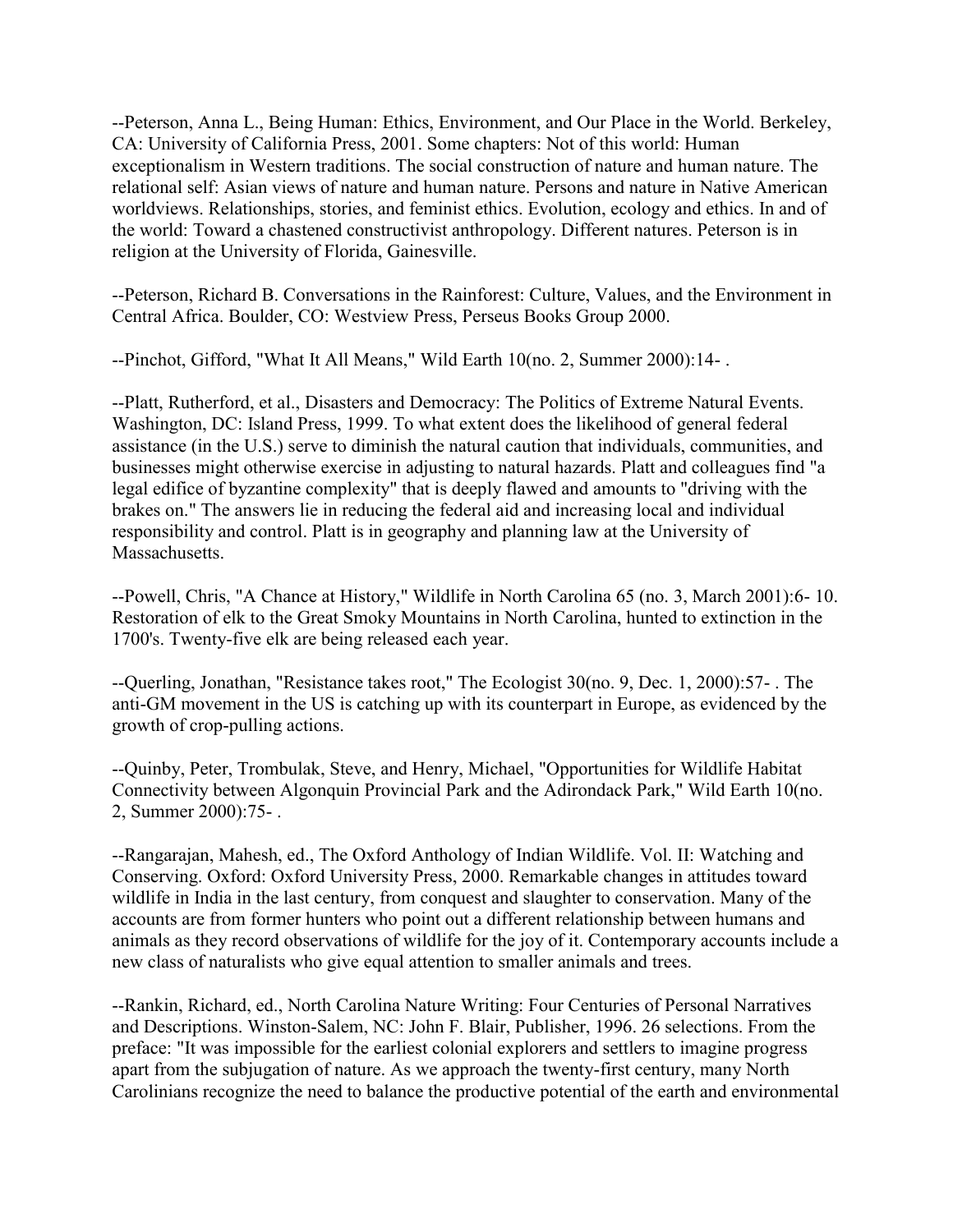--Peterson, Anna L., Being Human: Ethics, Environment, and Our Place in the World. Berkeley, CA: University of California Press, 2001. Some chapters: Not of this world: Human exceptionalism in Western traditions. The social construction of nature and human nature. The relational self: Asian views of nature and human nature. Persons and nature in Native American worldviews. Relationships, stories, and feminist ethics. Evolution, ecology and ethics. In and of the world: Toward a chastened constructivist anthropology. Different natures. Peterson is in religion at the University of Florida, Gainesville.

--Peterson, Richard B. Conversations in the Rainforest: Culture, Values, and the Environment in Central Africa. Boulder, CO: Westview Press, Perseus Books Group 2000.

--Pinchot, Gifford, "What It All Means," Wild Earth 10(no. 2, Summer 2000):14- .

--Platt, Rutherford, et al., Disasters and Democracy: The Politics of Extreme Natural Events. Washington, DC: Island Press, 1999. To what extent does the likelihood of general federal assistance (in the U.S.) serve to diminish the natural caution that individuals, communities, and businesses might otherwise exercise in adjusting to natural hazards. Platt and colleagues find "a legal edifice of byzantine complexity" that is deeply flawed and amounts to "driving with the brakes on." The answers lie in reducing the federal aid and increasing local and individual responsibility and control. Platt is in geography and planning law at the University of Massachusetts.

--Powell, Chris, "A Chance at History," Wildlife in North Carolina 65 (no. 3, March 2001):6- 10. Restoration of elk to the Great Smoky Mountains in North Carolina, hunted to extinction in the 1700's. Twenty-five elk are being released each year.

--Querling, Jonathan, "Resistance takes root," The Ecologist 30(no. 9, Dec. 1, 2000):57- . The anti-GM movement in the US is catching up with its counterpart in Europe, as evidenced by the growth of crop-pulling actions.

--Quinby, Peter, Trombulak, Steve, and Henry, Michael, "Opportunities for Wildlife Habitat Connectivity between Algonquin Provincial Park and the Adirondack Park," Wild Earth 10(no. 2, Summer 2000):75- .

--Rangarajan, Mahesh, ed., The Oxford Anthology of Indian Wildlife. Vol. II: Watching and Conserving. Oxford: Oxford University Press, 2000. Remarkable changes in attitudes toward wildlife in India in the last century, from conquest and slaughter to conservation. Many of the accounts are from former hunters who point out a different relationship between humans and animals as they record observations of wildlife for the joy of it. Contemporary accounts include a new class of naturalists who give equal attention to smaller animals and trees.

--Rankin, Richard, ed., North Carolina Nature Writing: Four Centuries of Personal Narratives and Descriptions. Winston-Salem, NC: John F. Blair, Publisher, 1996. 26 selections. From the preface: "It was impossible for the earliest colonial explorers and settlers to imagine progress apart from the subjugation of nature. As we approach the twenty-first century, many North Carolinians recognize the need to balance the productive potential of the earth and environmental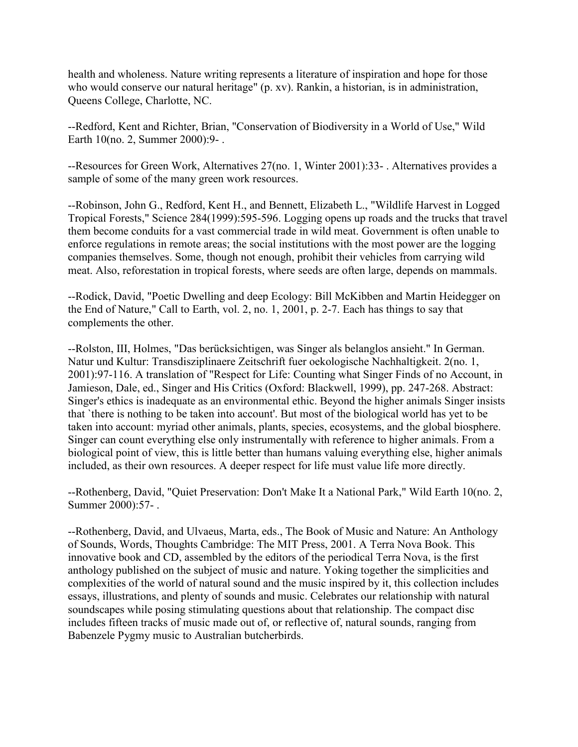health and wholeness. Nature writing represents a literature of inspiration and hope for those who would conserve our natural heritage" (p. xv). Rankin, a historian, is in administration, Queens College, Charlotte, NC.

--Redford, Kent and Richter, Brian, "Conservation of Biodiversity in a World of Use," Wild Earth 10(no. 2, Summer 2000):9- .

--Resources for Green Work, Alternatives 27(no. 1, Winter 2001):33- . Alternatives provides a sample of some of the many green work resources.

--Robinson, John G., Redford, Kent H., and Bennett, Elizabeth L., "Wildlife Harvest in Logged Tropical Forests," Science 284(1999):595-596. Logging opens up roads and the trucks that travel them become conduits for a vast commercial trade in wild meat. Government is often unable to enforce regulations in remote areas; the social institutions with the most power are the logging companies themselves. Some, though not enough, prohibit their vehicles from carrying wild meat. Also, reforestation in tropical forests, where seeds are often large, depends on mammals.

--Rodick, David, "Poetic Dwelling and deep Ecology: Bill McKibben and Martin Heidegger on the End of Nature," Call to Earth, vol. 2, no. 1, 2001, p. 2-7. Each has things to say that complements the other.

--Rolston, III, Holmes, "Das berücksichtigen, was Singer als belanglos ansieht." In German. Natur und Kultur: Transdisziplinaere Zeitschrift fuer oekologische Nachhaltigkeit. 2(no. 1, 2001):97-116. A translation of "Respect for Life: Counting what Singer Finds of no Account, in Jamieson, Dale, ed., Singer and His Critics (Oxford: Blackwell, 1999), pp. 247-268. Abstract: Singer's ethics is inadequate as an environmental ethic. Beyond the higher animals Singer insists that `there is nothing to be taken into account'. But most of the biological world has yet to be taken into account: myriad other animals, plants, species, ecosystems, and the global biosphere. Singer can count everything else only instrumentally with reference to higher animals. From a biological point of view, this is little better than humans valuing everything else, higher animals included, as their own resources. A deeper respect for life must value life more directly.

--Rothenberg, David, "Quiet Preservation: Don't Make It a National Park," Wild Earth 10(no. 2, Summer 2000):57- .

--Rothenberg, David, and Ulvaeus, Marta, eds., The Book of Music and Nature: An Anthology of Sounds, Words, Thoughts Cambridge: The MIT Press, 2001. A Terra Nova Book. This innovative book and CD, assembled by the editors of the periodical Terra Nova, is the first anthology published on the subject of music and nature. Yoking together the simplicities and complexities of the world of natural sound and the music inspired by it, this collection includes essays, illustrations, and plenty of sounds and music. Celebrates our relationship with natural soundscapes while posing stimulating questions about that relationship. The compact disc includes fifteen tracks of music made out of, or reflective of, natural sounds, ranging from Babenzele Pygmy music to Australian butcherbirds.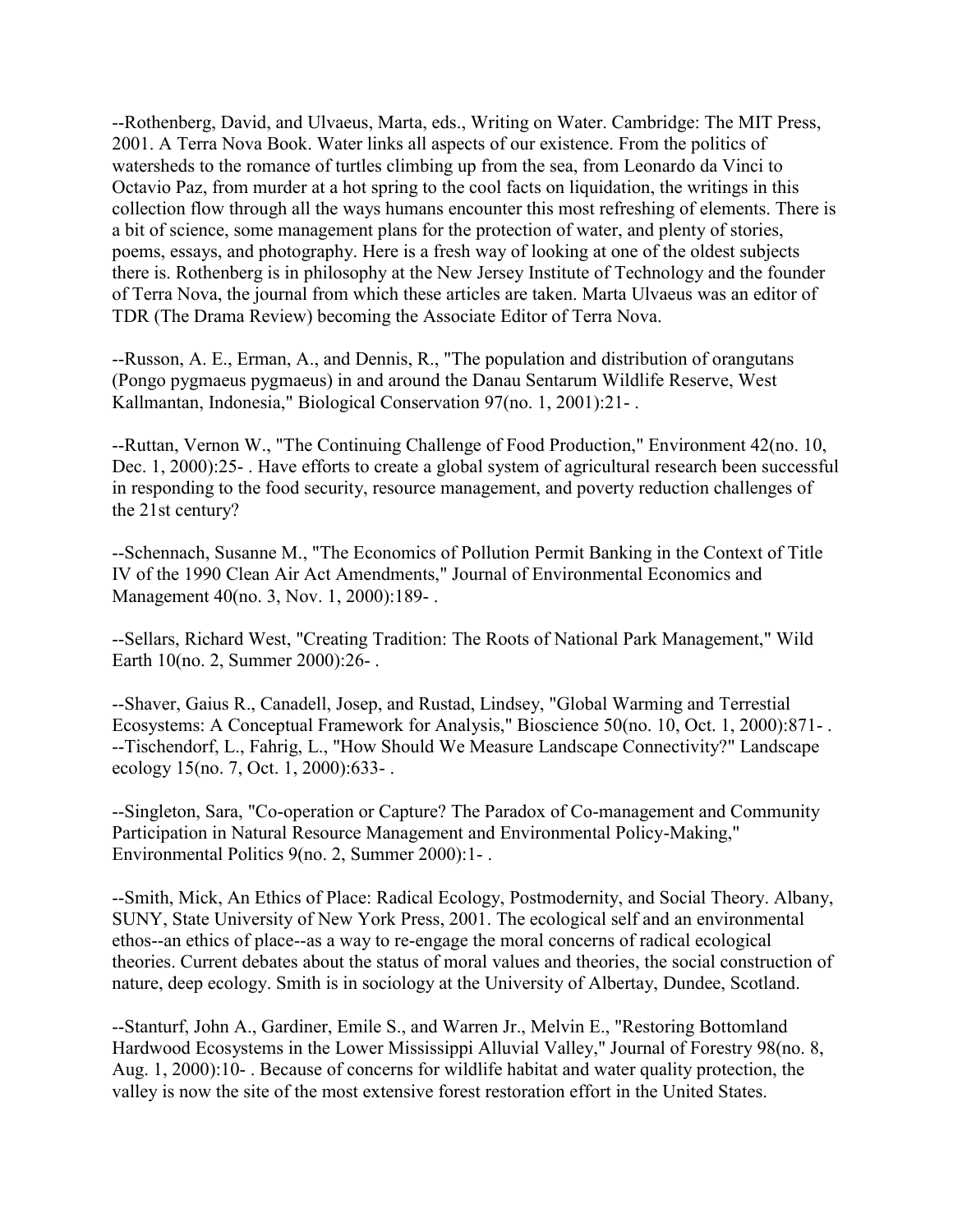--Rothenberg, David, and Ulvaeus, Marta, eds., Writing on Water. Cambridge: The MIT Press, 2001. A Terra Nova Book. Water links all aspects of our existence. From the politics of watersheds to the romance of turtles climbing up from the sea, from Leonardo da Vinci to Octavio Paz, from murder at a hot spring to the cool facts on liquidation, the writings in this collection flow through all the ways humans encounter this most refreshing of elements. There is a bit of science, some management plans for the protection of water, and plenty of stories, poems, essays, and photography. Here is a fresh way of looking at one of the oldest subjects there is. Rothenberg is in philosophy at the New Jersey Institute of Technology and the founder of Terra Nova, the journal from which these articles are taken. Marta Ulvaeus was an editor of TDR (The Drama Review) becoming the Associate Editor of Terra Nova.

--Russon, A. E., Erman, A., and Dennis, R., "The population and distribution of orangutans (Pongo pygmaeus pygmaeus) in and around the Danau Sentarum Wildlife Reserve, West Kallmantan, Indonesia," Biological Conservation 97(no. 1, 2001):21- .

--Ruttan, Vernon W., "The Continuing Challenge of Food Production," Environment 42(no. 10, Dec. 1, 2000):25- . Have efforts to create a global system of agricultural research been successful in responding to the food security, resource management, and poverty reduction challenges of the 21st century?

--Schennach, Susanne M., "The Economics of Pollution Permit Banking in the Context of Title IV of the 1990 Clean Air Act Amendments," Journal of Environmental Economics and Management 40(no. 3, Nov. 1, 2000):189- .

--Sellars, Richard West, "Creating Tradition: The Roots of National Park Management," Wild Earth 10(no. 2, Summer 2000):26- .

--Shaver, Gaius R., Canadell, Josep, and Rustad, Lindsey, "Global Warming and Terrestial Ecosystems: A Conceptual Framework for Analysis," Bioscience 50(no. 10, Oct. 1, 2000):871- .
--Tischendorf, L., Fahrig, L., "How Should We Measure Landscape Connectivity?" Landscape ecology 15(no. 7, Oct. 1, 2000):633- .

--Singleton, Sara, "Co-operation or Capture? The Paradox of Co-management and Community Participation in Natural Resource Management and Environmental Policy-Making," Environmental Politics 9(no. 2, Summer 2000):1- .

--Smith, Mick, An Ethics of Place: Radical Ecology, Postmodernity, and Social Theory. Albany, SUNY, State University of New York Press, 2001. The ecological self and an environmental ethos--an ethics of place--as a way to re-engage the moral concerns of radical ecological theories. Current debates about the status of moral values and theories, the social construction of nature, deep ecology. Smith is in sociology at the University of Albertay, Dundee, Scotland.

--Stanturf, John A., Gardiner, Emile S., and Warren Jr., Melvin E., "Restoring Bottomland Hardwood Ecosystems in the Lower Mississippi Alluvial Valley," Journal of Forestry 98(no. 8, Aug. 1, 2000):10- . Because of concerns for wildlife habitat and water quality protection, the valley is now the site of the most extensive forest restoration effort in the United States.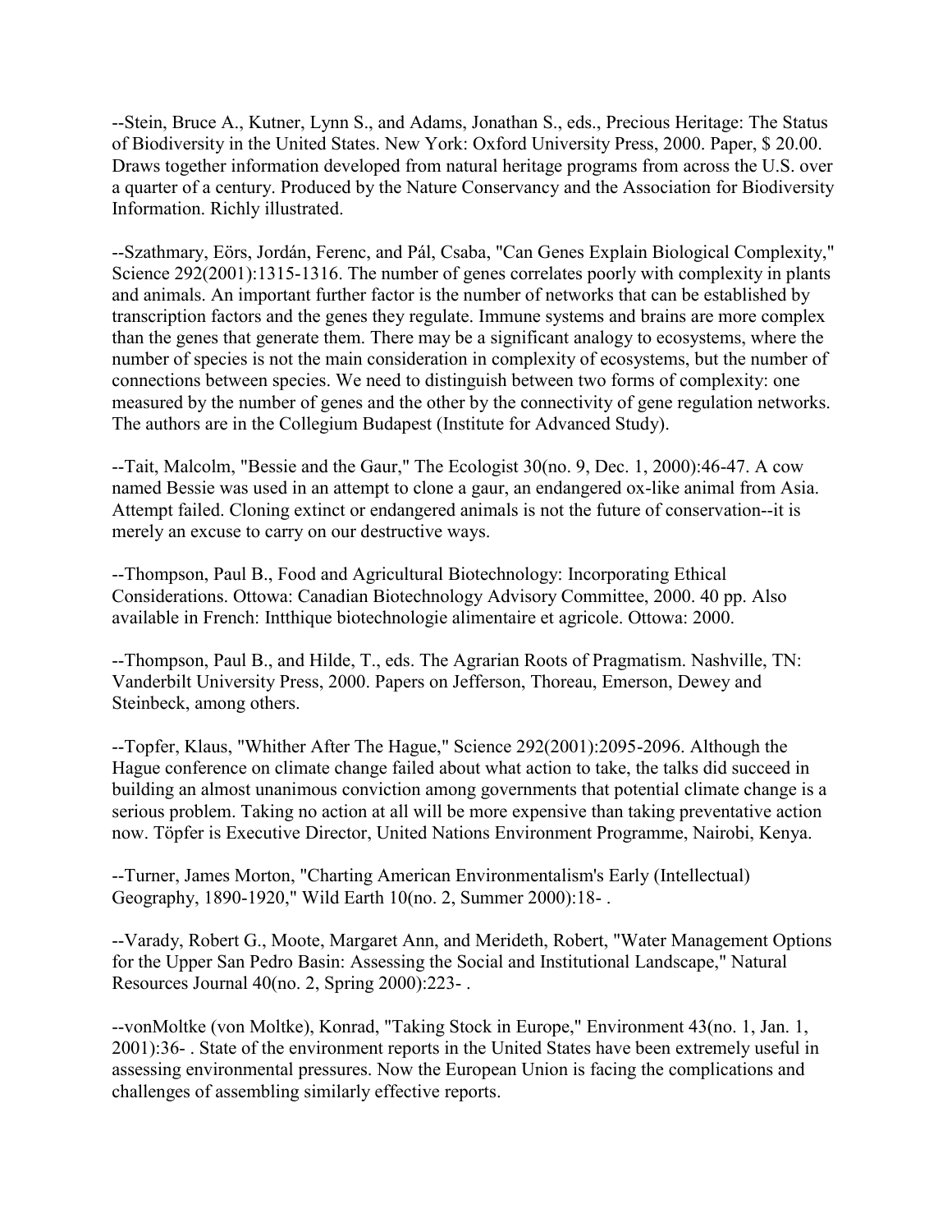--Stein, Bruce A., Kutner, Lynn S., and Adams, Jonathan S., eds., Precious Heritage: The Status of Biodiversity in the United States. New York: Oxford University Press, 2000. Paper, $ 20.00. Draws together information developed from natural heritage programs from across the U.S. over a quarter of a century. Produced by the Nature Conservancy and the Association for Biodiversity Information. Richly illustrated.

--Szathmary, Eörs, Jordán, Ferenc, and Pál, Csaba, "Can Genes Explain Biological Complexity," Science 292(2001):1315-1316. The number of genes correlates poorly with complexity in plants and animals. An important further factor is the number of networks that can be established by transcription factors and the genes they regulate. Immune systems and brains are more complex than the genes that generate them. There may be a significant analogy to ecosystems, where the number of species is not the main consideration in complexity of ecosystems, but the number of connections between species. We need to distinguish between two forms of complexity: one measured by the number of genes and the other by the connectivity of gene regulation networks. The authors are in the Collegium Budapest (Institute for Advanced Study).

--Tait, Malcolm, "Bessie and the Gaur," The Ecologist 30(no. 9, Dec. 1, 2000):46-47. A cow named Bessie was used in an attempt to clone a gaur, an endangered ox-like animal from Asia. Attempt failed. Cloning extinct or endangered animals is not the future of conservation--it is merely an excuse to carry on our destructive ways.

--Thompson, Paul B., Food and Agricultural Biotechnology: Incorporating Ethical Considerations. Ottowa: Canadian Biotechnology Advisory Committee, 2000. 40 pp. Also available in French: Intthique biotechnologie alimentaire et agricole. Ottowa: 2000.

--Thompson, Paul B., and Hilde, T., eds. The Agrarian Roots of Pragmatism. Nashville, TN: Vanderbilt University Press, 2000. Papers on Jefferson, Thoreau, Emerson, Dewey and Steinbeck, among others.

--Topfer, Klaus, "Whither After The Hague," Science 292(2001):2095-2096. Although the Hague conference on climate change failed about what action to take, the talks did succeed in building an almost unanimous conviction among governments that potential climate change is a serious problem. Taking no action at all will be more expensive than taking preventative action now. Töpfer is Executive Director, United Nations Environment Programme, Nairobi, Kenya.

--Turner, James Morton, "Charting American Environmentalism's Early (Intellectual) Geography, 1890-1920," Wild Earth 10(no. 2, Summer 2000):18- .

--Varady, Robert G., Moote, Margaret Ann, and Merideth, Robert, "Water Management Options for the Upper San Pedro Basin: Assessing the Social and Institutional Landscape," Natural Resources Journal 40(no. 2, Spring 2000):223- .

--vonMoltke (von Moltke), Konrad, "Taking Stock in Europe," Environment 43(no. 1, Jan. 1, 2001):36- . State of the environment reports in the United States have been extremely useful in assessing environmental pressures. Now the European Union is facing the complications and challenges of assembling similarly effective reports.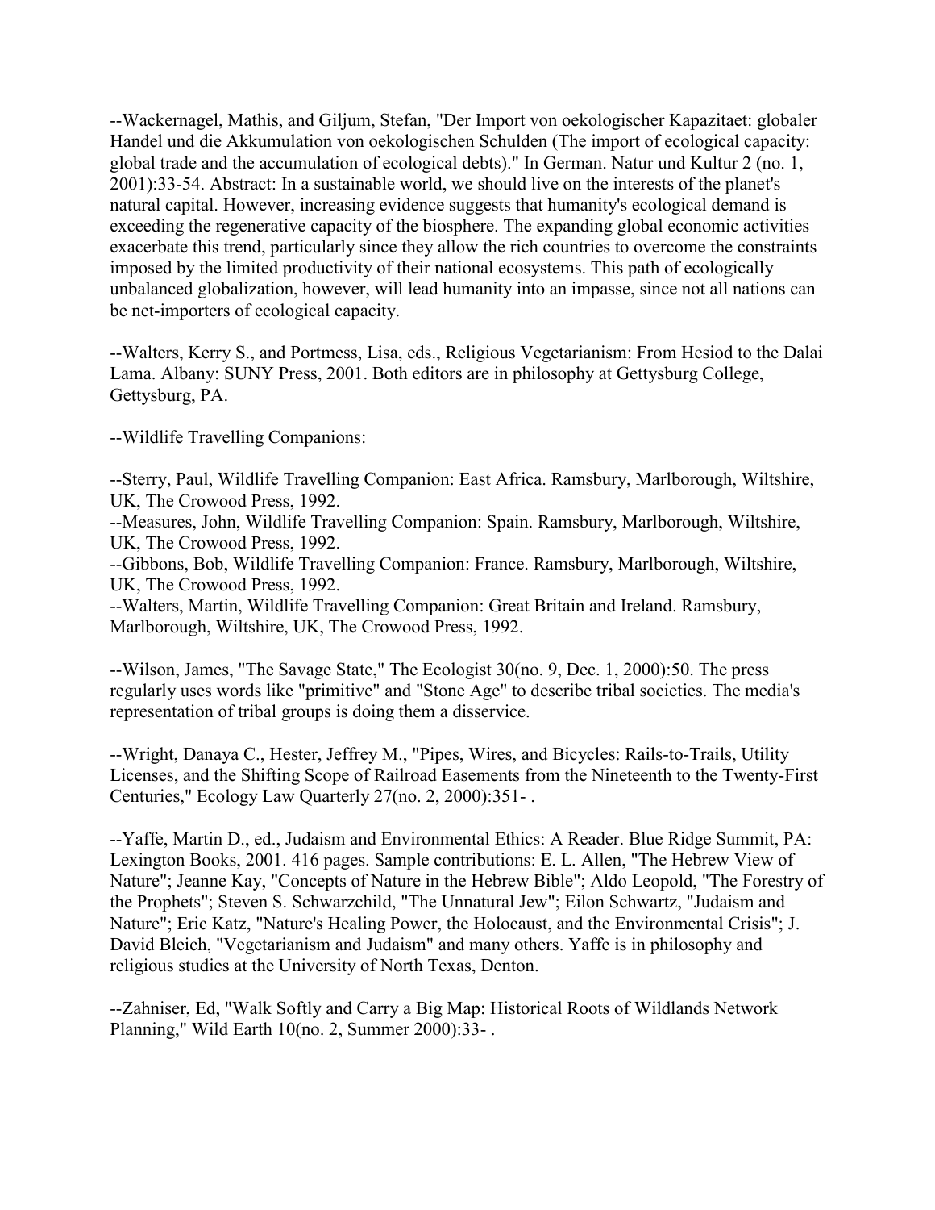--Wackernagel, Mathis, and Giljum, Stefan, "Der Import von oekologischer Kapazitaet: globaler Handel und die Akkumulation von oekologischen Schulden (The import of ecological capacity: global trade and the accumulation of ecological debts)." In German. Natur und Kultur 2 (no. 1, 2001):33-54. Abstract: In a sustainable world, we should live on the interests of the planet's natural capital. However, increasing evidence suggests that humanity's ecological demand is exceeding the regenerative capacity of the biosphere. The expanding global economic activities exacerbate this trend, particularly since they allow the rich countries to overcome the constraints imposed by the limited productivity of their national ecosystems. This path of ecologically unbalanced globalization, however, will lead humanity into an impasse, since not all nations can be net-importers of ecological capacity.

--Walters, Kerry S., and Portmess, Lisa, eds., Religious Vegetarianism: From Hesiod to the Dalai Lama. Albany: SUNY Press, 2001. Both editors are in philosophy at Gettysburg College, Gettysburg, PA.

--Wildlife Travelling Companions:

--Sterry, Paul, Wildlife Travelling Companion: East Africa. Ramsbury, Marlborough, Wiltshire, UK, The Crowood Press, 1992.
--Measures, John, Wildlife Travelling Companion: Spain. Ramsbury, Marlborough, Wiltshire, UK, The Crowood Press, 1992.
--Gibbons, Bob, Wildlife Travelling Companion: France. Ramsbury, Marlborough, Wiltshire, UK, The Crowood Press, 1992.
--Walters, Martin, Wildlife Travelling Companion: Great Britain and Ireland. Ramsbury, Marlborough, Wiltshire, UK, The Crowood Press, 1992.

--Wilson, James, "The Savage State," The Ecologist 30(no. 9, Dec. 1, 2000):50. The press regularly uses words like "primitive" and "Stone Age" to describe tribal societies. The media's representation of tribal groups is doing them a disservice.

--Wright, Danaya C., Hester, Jeffrey M., "Pipes, Wires, and Bicycles: Rails-to-Trails, Utility Licenses, and the Shifting Scope of Railroad Easements from the Nineteenth to the Twenty-First Centuries," Ecology Law Quarterly 27(no. 2, 2000):351- .

--Yaffe, Martin D., ed., Judaism and Environmental Ethics: A Reader. Blue Ridge Summit, PA: Lexington Books, 2001. 416 pages. Sample contributions: E. L. Allen, "The Hebrew View of Nature"; Jeanne Kay, "Concepts of Nature in the Hebrew Bible"; Aldo Leopold, "The Forestry of the Prophets"; Steven S. Schwarzchild, "The Unnatural Jew"; Eilon Schwartz, "Judaism and Nature"; Eric Katz, "Nature's Healing Power, the Holocaust, and the Environmental Crisis"; J. David Bleich, "Vegetarianism and Judaism" and many others. Yaffe is in philosophy and religious studies at the University of North Texas, Denton.

--Zahniser, Ed, "Walk Softly and Carry a Big Map: Historical Roots of Wildlands Network Planning," Wild Earth 10(no. 2, Summer 2000):33- .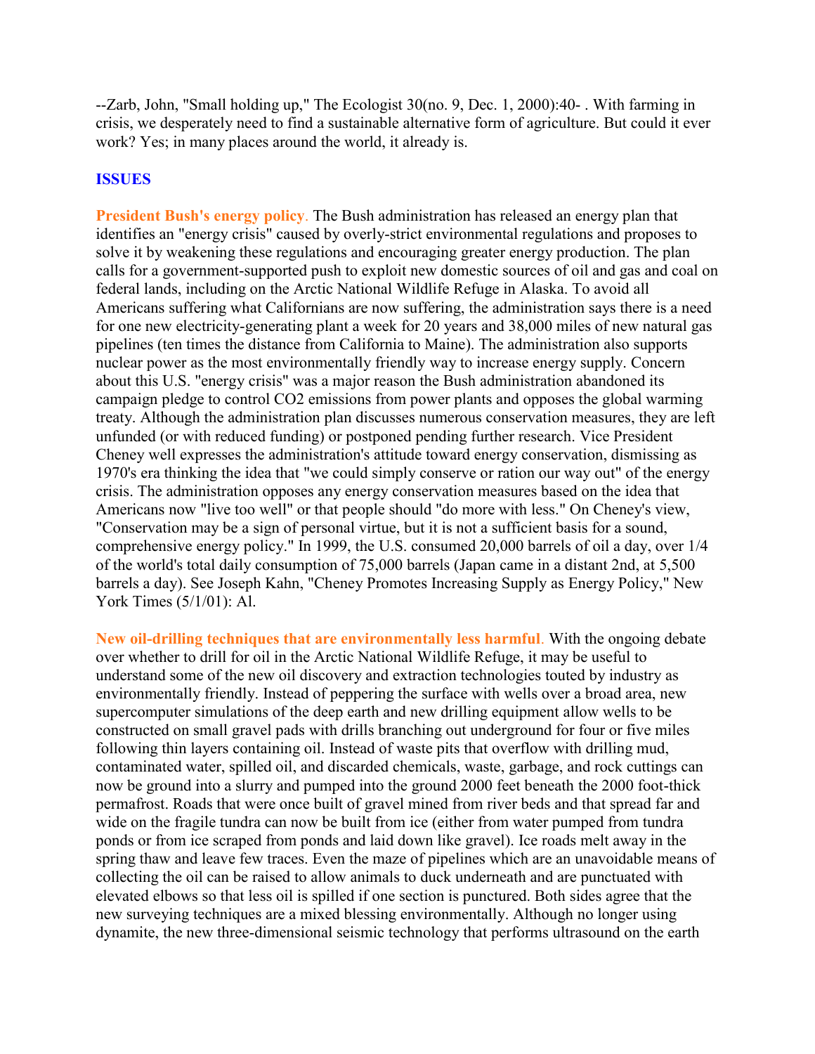--Zarb, John, "Small holding up," The Ecologist 30(no. 9, Dec. 1, 2000):40- . With farming in crisis, we desperately need to find a sustainable alternative form of agriculture. But could it ever work? Yes; in many places around the world, it already is.

## ISSUES

**President Bush's energy policy.** The Bush administration has released an energy plan that identifies an "energy crisis" caused by overly-strict environmental regulations and proposes to solve it by weakening these regulations and encouraging greater energy production. The plan calls for a government-supported push to exploit new domestic sources of oil and gas and coal on federal lands, including on the Arctic National Wildlife Refuge in Alaska. To avoid all Americans suffering what Californians are now suffering, the administration says there is a need for one new electricity-generating plant a week for 20 years and 38,000 miles of new natural gas pipelines (ten times the distance from California to Maine). The administration also supports nuclear power as the most environmentally friendly way to increase energy supply. Concern about this U.S. "energy crisis" was a major reason the Bush administration abandoned its campaign pledge to control $CO_2$ emissions from power plants and opposes the global warming treaty. Although the administration plan discusses numerous conservation measures, they are left unfunded (or with reduced funding) or postponed pending further research. Vice President Cheney well expresses the administration's attitude toward energy conservation, dismissing as 1970's era thinking the idea that "we could simply conserve or ration our way out" of the energy crisis. The administration opposes any energy conservation measures based on the idea that Americans now "live too well" or that people should "do more with less." On Cheney's view, "Conservation may be a sign of personal virtue, but it is not a sufficient basis for a sound, comprehensive energy policy." In 1999, the U.S. consumed 20,000 barrels of oil a day, over 1/4 of the world's total daily consumption of 75,000 barrels (Japan came in a distant 2nd, at 5,500 barrels a day). See Joseph Kahn, "Cheney Promotes Increasing Supply as Energy Policy," New York Times (5/1/01): Al.

**New oil-drilling techniques that are environmentally less harmful.** With the ongoing debate over whether to drill for oil in the Arctic National Wildlife Refuge, it may be useful to understand some of the new oil discovery and extraction technologies touted by industry as environmentally friendly. Instead of peppering the surface with wells over a broad area, new supercomputer simulations of the deep earth and new drilling equipment allow wells to be constructed on small gravel pads with drills branching out underground for four or five miles following thin layers containing oil. Instead of waste pits that overflow with drilling mud, contaminated water, spilled oil, and discarded chemicals, waste, garbage, and rock cuttings can now be ground into a slurry and pumped into the ground 2000 feet beneath the 2000 foot-thick permafrost. Roads that were once built of gravel mined from river beds and that spread far and wide on the fragile tundra can now be built from ice (either from water pumped from tundra ponds or from ice scraped from ponds and laid down like gravel). Ice roads melt away in the spring thaw and leave few traces. Even the maze of pipelines which are an unavoidable means of collecting the oil can be raised to allow animals to duck underneath and are punctuated with elevated elbows so that less oil is spilled if one section is punctured. Both sides agree that the new surveying techniques are a mixed blessing environmentally. Although no longer using dynamite, the new three-dimensional seismic technology that performs ultrasound on the earth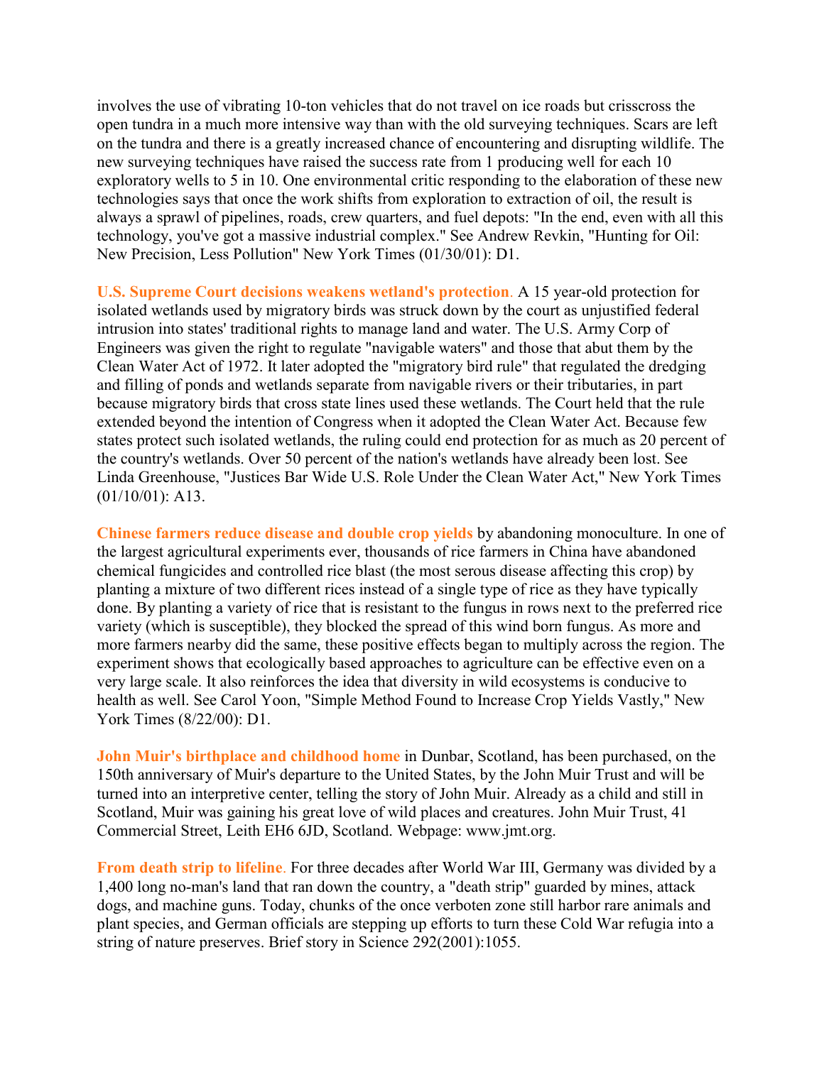involves the use of vibrating 10-ton vehicles that do not travel on ice roads but crisscross the open tundra in a much more intensive way than with the old surveying techniques. Scars are left on the tundra and there is a greatly increased chance of encountering and disrupting wildlife. The new surveying techniques have raised the success rate from 1 producing well for each 10 exploratory wells to 5 in 10. One environmental critic responding to the elaboration of these new technologies says that once the work shifts from exploration to extraction of oil, the result is always a sprawl of pipelines, roads, crew quarters, and fuel depots: "In the end, even with all this technology, you've got a massive industrial complex." See Andrew Revkin, "Hunting for Oil: New Precision, Less Pollution" New York Times (01/30/01): D1.

**U.S. Supreme Court decisions weakens wetland's protection**. A 15 year-old protection for isolated wetlands used by migratory birds was struck down by the court as unjustified federal intrusion into states' traditional rights to manage land and water. The U.S. Army Corp of Engineers was given the right to regulate "navigable waters" and those that abut them by the Clean Water Act of 1972. It later adopted the "migratory bird rule" that regulated the dredging and filling of ponds and wetlands separate from navigable rivers or their tributaries, in part because migratory birds that cross state lines used these wetlands. The Court held that the rule extended beyond the intention of Congress when it adopted the Clean Water Act. Because few states protect such isolated wetlands, the ruling could end protection for as much as 20 percent of the country's wetlands. Over 50 percent of the nation's wetlands have already been lost. See Linda Greenhouse, "Justices Bar Wide U.S. Role Under the Clean Water Act," New York Times (01/10/01): A13.

**Chinese farmers reduce disease and double crop yields** by abandoning monoculture. In one of the largest agricultural experiments ever, thousands of rice farmers in China have abandoned chemical fungicides and controlled rice blast (the most serous disease affecting this crop) by planting a mixture of two different rices instead of a single type of rice as they have typically done. By planting a variety of rice that is resistant to the fungus in rows next to the preferred rice variety (which is susceptible), they blocked the spread of this wind born fungus. As more and more farmers nearby did the same, these positive effects began to multiply across the region. The experiment shows that ecologically based approaches to agriculture can be effective even on a very large scale. It also reinforces the idea that diversity in wild ecosystems is conducive to health as well. See Carol Yoon, "Simple Method Found to Increase Crop Yields Vastly," New York Times (8/22/00): D1.

**John Muir's birthplace and childhood home** in Dunbar, Scotland, has been purchased, on the 150th anniversary of Muir's departure to the United States, by the John Muir Trust and will be turned into an interpretive center, telling the story of John Muir. Already as a child and still in Scotland, Muir was gaining his great love of wild places and creatures. John Muir Trust, 41 Commercial Street, Leith EH6 6JD, Scotland. Webpage: www.jmt.org.

**From death strip to lifeline**. For three decades after World War III, Germany was divided by a 1,400 long no-man's land that ran down the country, a "death strip" guarded by mines, attack dogs, and machine guns. Today, chunks of the once verboten zone still harbor rare animals and plant species, and German officials are stepping up efforts to turn these Cold War refugia into a string of nature preserves. Brief story in Science 292(2001):1055.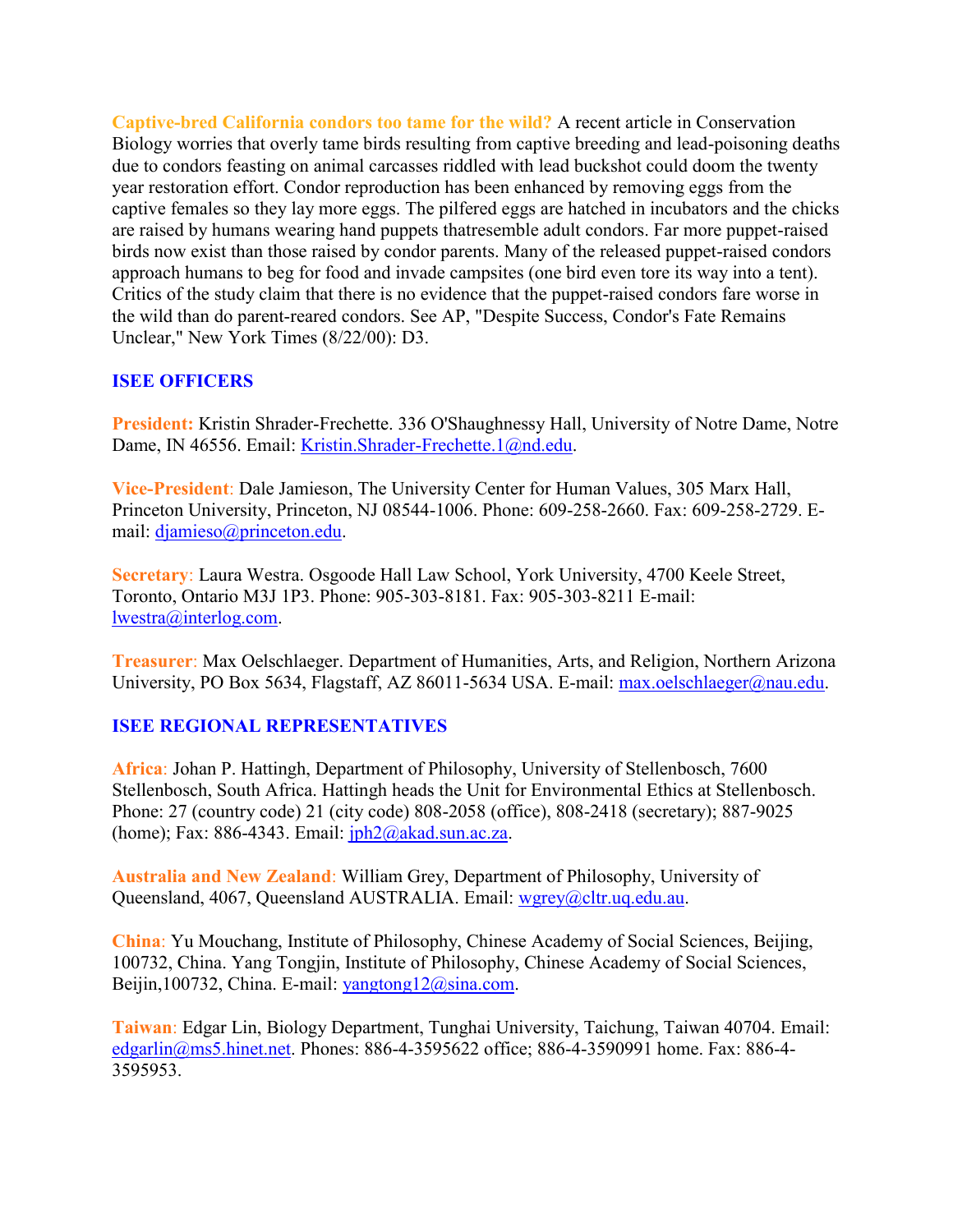**Captive-bred California condors too tame for the wild?** A recent article in Conservation Biology worries that overly tame birds resulting from captive breeding and lead-poisoning deaths due to condors feasting on animal carcasses riddled with lead buckshot could doom the twenty year restoration effort. Condor reproduction has been enhanced by removing eggs from the captive females so they lay more eggs. The pilfered eggs are hatched in incubators and the chicks are raised by humans wearing hand puppets thatresemble adult condors. Far more puppet-raised birds now exist than those raised by condor parents. Many of the released puppet-raised condors approach humans to beg for food and invade campsites (one bird even tore its way into a tent). Critics of the study claim that there is no evidence that the puppet-raised condors fare worse in the wild than do parent-reared condors. See AP, "Despite Success, Condor's Fate Remains Unclear," New York Times (8/22/00): D3.

## ISEE OFFICERS

**President:** Kristin Shrader-Frechette. 336 O'Shaughnessy Hall, University of Notre Dame, Notre Dame, IN 46556. Email: Kristin.Shrader-Frechette.1@nd.edu.

**Vice-President**: Dale Jamieson, The University Center for Human Values, 305 Marx Hall, Princeton University, Princeton, NJ 08544-1006. Phone: 609-258-2660. Fax: 609-258-2729. E-mail: djamieso@princeton.edu.

**Secretary**: Laura Westra. Osgoode Hall Law School, York University, 4700 Keele Street, Toronto, Ontario M3J 1P3. Phone: 905-303-8181. Fax: 905-303-8211 E-mail: lwestra@interlog.com.

**Treasurer**: Max Oelschlaeger. Department of Humanities, Arts, and Religion, Northern Arizona University, PO Box 5634, Flagstaff, AZ 86011-5634 USA. E-mail: max.oelschlaeger@nau.edu.

## ISEE REGIONAL REPRESENTATIVES

**Africa**: Johan P. Hattingh, Department of Philosophy, University of Stellenbosch, 7600 Stellenbosch, South Africa. Hattingh heads the Unit for Environmental Ethics at Stellenbosch. Phone: 27 (country code) 21 (city code) 808-2058 (office), 808-2418 (secretary); 887-9025 (home); Fax: 886-4343. Email: jph2@akad.sun.ac.za.

**Australia and New Zealand**: William Grey, Department of Philosophy, University of Queensland, 4067, Queensland AUSTRALIA. Email: wgrey@cltr.uq.edu.au.

**China**: Yu Mouchang, Institute of Philosophy, Chinese Academy of Social Sciences, Beijing, 100732, China. Yang Tongjin, Institute of Philosophy, Chinese Academy of Social Sciences, Beijin,100732, China. E-mail: yangtong12@sina.com.

**Taiwan**: Edgar Lin, Biology Department, Tunghai University, Taichung, Taiwan 40704. Email: edgarlin@ms5.hinet.net. Phones: 886-4-3595622 office; 886-4-3590991 home. Fax: 886-4-3595953.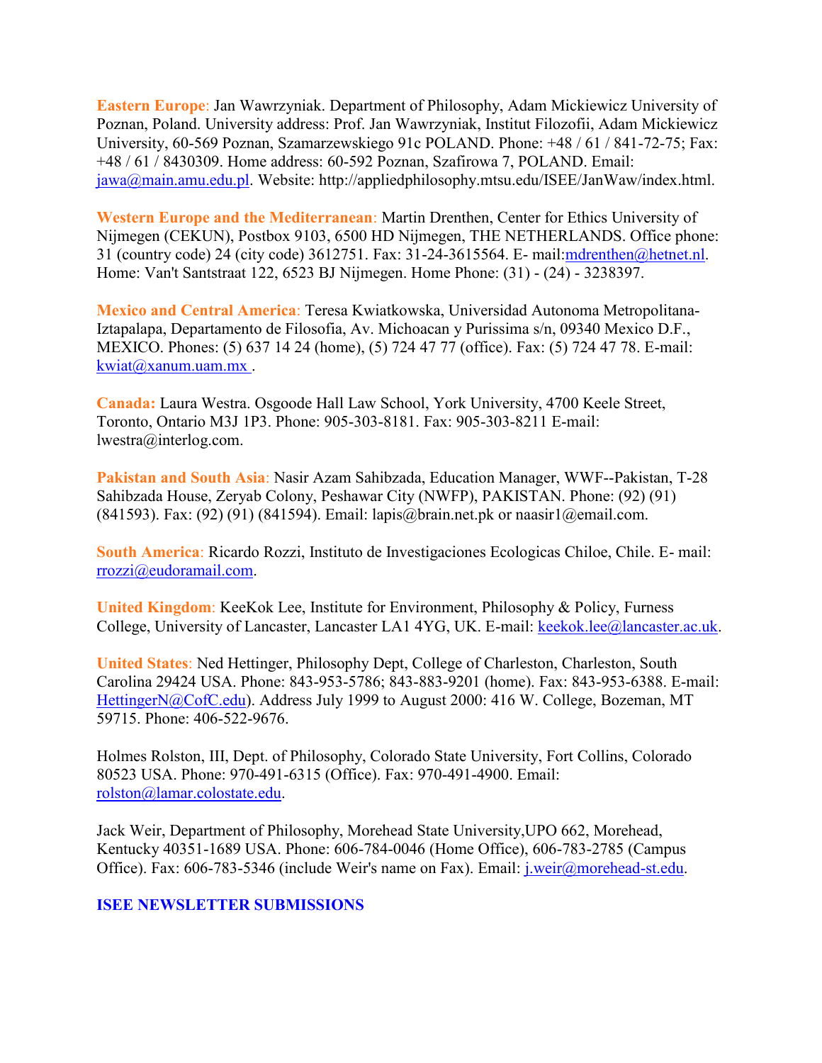**Eastern Europe**: Jan Wawrzyniak. Department of Philosophy, Adam Mickiewicz University of Poznan, Poland. University address: Prof. Jan Wawrzyniak, Institut Filozofii, Adam Mickiewicz University, 60-569 Poznan, Szamarzewskiego 91c POLAND. Phone: +48 / 61 / 841-72-75; Fax: +48 / 61 / 8430309. Home address: 60-592 Poznan, Szafirowa 7, POLAND. Email: jawa@main.amu.edu.pl. Website: http://appliedphilosophy.mtsu.edu/ISEE/JanWaw/index.html.

**Western Europe and the Mediterranean**: Martin Drenthen, Center for Ethics University of Nijmegen (CEKUN), Postbox 9103, 6500 HD Nijmegen, THE NETHERLANDS. Office phone: 31 (country code) 24 (city code) 3612751. Fax: 31-24-3615564. E- mail:mdrenthen@hetnet.nl. Home: Van't Santstraat 122, 6523 BJ Nijmegen. Home Phone: (31) - (24) - 3238397.

**Mexico and Central America**: Teresa Kwiatkowska, Universidad Autonoma Metropolitana-Iztapalapa, Departamento de Filosofia, Av. Michoacan y Purissima s/n, 09340 Mexico D.F., MEXICO. Phones: (5) 637 14 24 (home), (5) 724 47 77 (office). Fax: (5) 724 47 78. E-mail: kwiat@xanum.uam.mx .

**Canada:** Laura Westra. Osgoode Hall Law School, York University, 4700 Keele Street, Toronto, Ontario M3J 1P3. Phone: 905-303-8181. Fax: 905-303-8211 E-mail: lwestra@interlog.com.

**Pakistan and South Asia**: Nasir Azam Sahibzada, Education Manager, WWF--Pakistan, T-28 Sahibzada House, Zeryab Colony, Peshawar City (NWFP), PAKISTAN. Phone: (92) (91) (841593). Fax: (92) (91) (841594). Email: lapis@brain.net.pk or naasir1@email.com.

**South America**: Ricardo Rozzi, Instituto de Investigaciones Ecologicas Chiloe, Chile. E- mail: rrozzi@eudoramail.com.

**United Kingdom**: KeeKok Lee, Institute for Environment, Philosophy & Policy, Furness College, University of Lancaster, Lancaster LA1 4YG, UK. E-mail: keekok.lee@lancaster.ac.uk.

**United States**: Ned Hettinger, Philosophy Dept, College of Charleston, Charleston, South Carolina 29424 USA. Phone: 843-953-5786; 843-883-9201 (home). Fax: 843-953-6388. E-mail: HettingerN@CofC.edu). Address July 1999 to August 2000: 416 W. College, Bozeman, MT 59715. Phone: 406-522-9676.

Holmes Rolston, III, Dept. of Philosophy, Colorado State University, Fort Collins, Colorado 80523 USA. Phone: 970-491-6315 (Office). Fax: 970-491-4900. Email: rolston@lamar.colostate.edu.

Jack Weir, Department of Philosophy, Morehead State University,UPO 662, Morehead, Kentucky 40351-1689 USA. Phone: 606-784-0046 (Home Office), 606-783-2785 (Campus Office). Fax: 606-783-5346 (include Weir's name on Fax). Email: j.weir@morehead-st.edu.

## ISEE NEWSLETTER SUBMISSIONS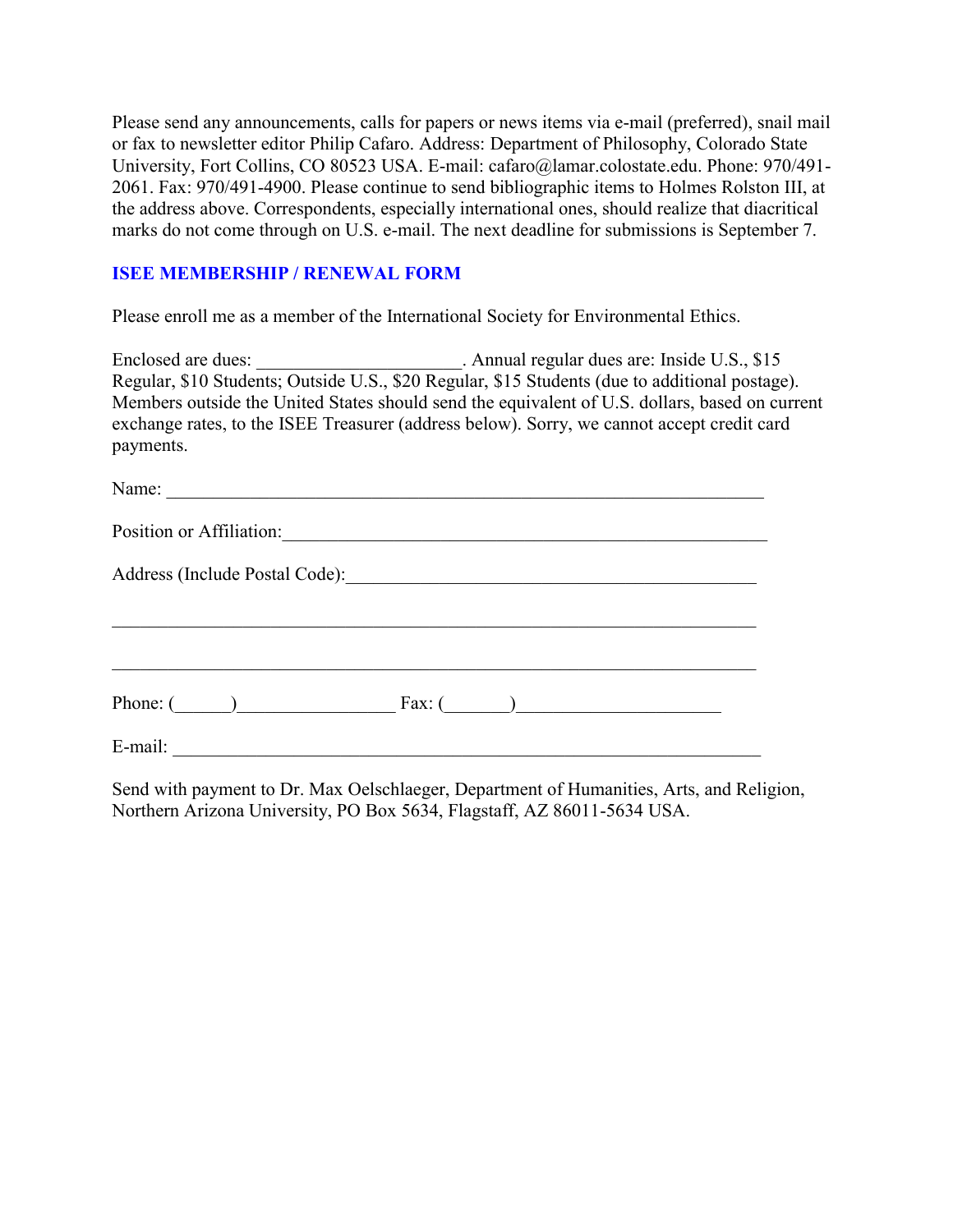Please send any announcements, calls for papers or news items via e-mail (preferred), snail mail or fax to newsletter editor Philip Cafaro. Address: Department of Philosophy, Colorado State University, Fort Collins, CO 80523 USA. E-mail: cafaro@lamar.colostate.edu. Phone: 970/491-2061. Fax: 970/491-4900. Please continue to send bibliographic items to Holmes Rolston III, at the address above. Correspondents, especially international ones, should realize that diacritical marks do not come through on U.S. e-mail. The next deadline for submissions is September 7.

## ISEE MEMBERSHIP / RENEWAL FORM

Please enroll me as a member of the International Society for Environmental Ethics.

Enclosed are dues: ______________________. Annual regular dues are: Inside U.S., $15 Regular, $10 Students; Outside U.S., $20 Regular, $15 Students (due to additional postage). Members outside the United States should send the equivalent of U.S. dollars, based on current exchange rates, to the ISEE Treasurer (address below). Sorry, we cannot accept credit card payments.

Name: ________________________________________________________________

Position or Affiliation: ______________________________________________________

Address (Include Postal Code): ________________________________________________

______________________________________________________________________

______________________________________________________________________

Phone: (______)_________________ Fax: (_______)______________________

E-mail: _______________________________________________________________

Send with payment to Dr. Max Oelschlaeger, Department of Humanities, Arts, and Religion, Northern Arizona University, PO Box 5634, Flagstaff, AZ 86011-5634 USA.